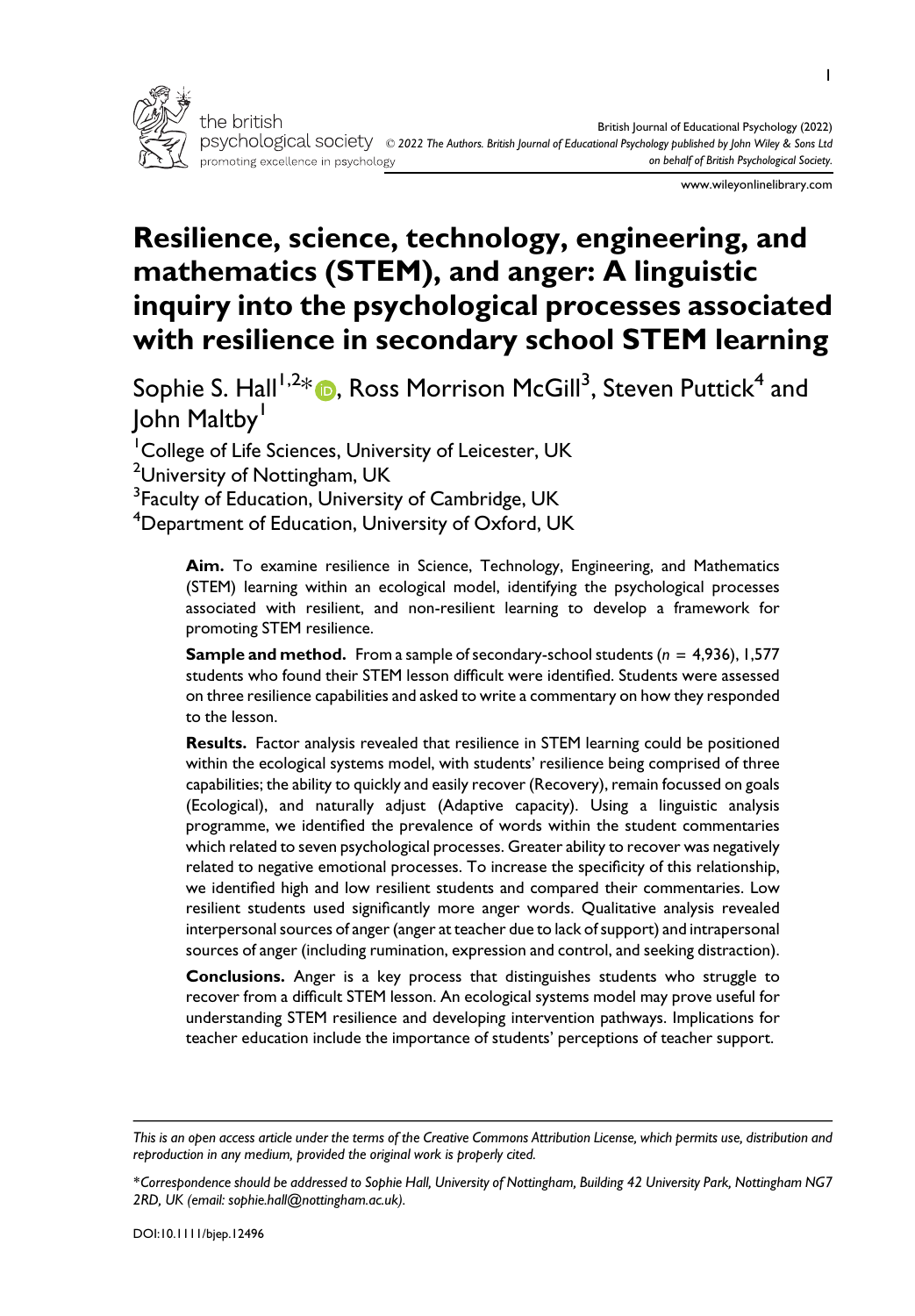# Resilience, science, technology, engineering, and mathematics (STEM), and anger: A linguistic inquiry into the psychological processes associated with resilience in secondary school STEM learning

Sophie S. Hall[1,2]*, Ross Morrison McGill[3], Steven Puttick[4] and John Maltby[1]

[1]College of Life Sciences, University of Leicester, UK
[2]University of Nottingham, UK
[3]Faculty of Education, University of Cambridge, UK
[4]Department of Education, University of Oxford, UK

**Aim.** To examine resilience in Science, Technology, Engineering, and Mathematics (STEM) learning within an ecological model, identifying the psychological processes associated with resilient, and non-resilient learning to develop a framework for promoting STEM resilience.

**Sample and method.** From a sample of secondary-school students ($n$ = 4,936), 1,577 students who found their STEM lesson difficult were identified. Students were assessed on three resilience capabilities and asked to write a commentary on how they responded to the lesson.

**Results.** Factor analysis revealed that resilience in STEM learning could be positioned within the ecological systems model, with students' resilience being comprised of three capabilities; the ability to quickly and easily recover (Recovery), remain focussed on goals (Ecological), and naturally adjust (Adaptive capacity). Using a linguistic analysis programme, we identified the prevalence of words within the student commentaries which related to seven psychological processes. Greater ability to recover was negatively related to negative emotional processes. To increase the specificity of this relationship, we identified high and low resilient students and compared their commentaries. Low resilient students used significantly more anger words. Qualitative analysis revealed interpersonal sources of anger (anger at teacher due to lack of support) and intrapersonal sources of anger (including rumination, expression and control, and seeking distraction).

**Conclusions.** Anger is a key process that distinguishes students who struggle to recover from a difficult STEM lesson. An ecological systems model may prove useful for understanding STEM resilience and developing intervention pathways. Implications for teacher education include the importance of students' perceptions of teacher support.

*This is an open access article under the terms of the Creative Commons Attribution License, which permits use, distribution and reproduction in any medium, provided the original work is properly cited.*

*\*Correspondence should be addressed to Sophie Hall, University of Nottingham, Building 42 University Park, Nottingham NG7 2RD, UK (email: sophie.hall@nottingham.ac.uk).*

DOI:10.1111/bjep.12496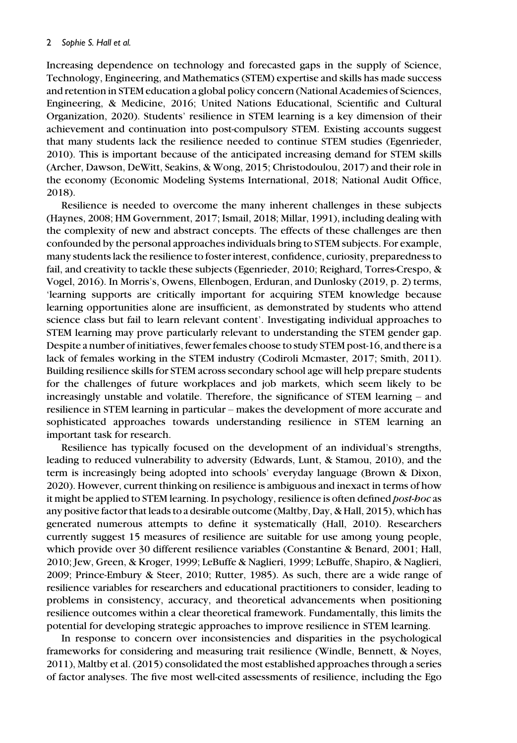Increasing dependence on technology and forecasted gaps in the supply of Science, Technology, Engineering, and Mathematics (STEM) expertise and skills has made success and retention in STEM education a global policy concern (National Academies of Sciences, Engineering, & Medicine, 2016; United Nations Educational, Scientific and Cultural Organization, 2020). Students' resilience in STEM learning is a key dimension of their achievement and continuation into post-compulsory STEM. Existing accounts suggest that many students lack the resilience needed to continue STEM studies (Egenrieder, 2010). This is important because of the anticipated increasing demand for STEM skills (Archer, Dawson, DeWitt, Seakins, & Wong, 2015; Christodoulou, 2017) and their role in the economy (Economic Modeling Systems International, 2018; National Audit Office, 2018).

Resilience is needed to overcome the many inherent challenges in these subjects (Haynes, 2008; HM Government, 2017; Ismail, 2018; Millar, 1991), including dealing with the complexity of new and abstract concepts. The effects of these challenges are then confounded by the personal approaches individuals bring to STEM subjects. For example, many students lack the resilience to foster interest, confidence, curiosity, preparedness to fail, and creativity to tackle these subjects (Egenrieder, 2010; Reighard, Torres-Crespo, & Vogel, 2016). In Morris's, Owens, Ellenbogen, Erduran, and Dunlosky (2019, p. 2) terms, 'learning supports are critically important for acquiring STEM knowledge because learning opportunities alone are insufficient, as demonstrated by students who attend science class but fail to learn relevant content'. Investigating individual approaches to STEM learning may prove particularly relevant to understanding the STEM gender gap. Despite a number of initiatives, fewer females choose to study STEM post-16, and there is a lack of females working in the STEM industry (Codiroli Mcmaster, 2017; Smith, 2011). Building resilience skills for STEM across secondary school age will help prepare students for the challenges of future workplaces and job markets, which seem likely to be increasingly unstable and volatile. Therefore, the significance of STEM learning – and resilience in STEM learning in particular – makes the development of more accurate and sophisticated approaches towards understanding resilience in STEM learning an important task for research.

Resilience has typically focused on the development of an individual's strengths, leading to reduced vulnerability to adversity (Edwards, Lunt, & Stamou, 2010), and the term is increasingly being adopted into schools' everyday language (Brown & Dixon, 2020). However, current thinking on resilience is ambiguous and inexact in terms of how it might be applied to STEM learning. In psychology, resilience is often defined *post-hoc* as any positive factor that leads to a desirable outcome (Maltby, Day, & Hall, 2015), which has generated numerous attempts to define it systematically (Hall, 2010). Researchers currently suggest 15 measures of resilience are suitable for use among young people, which provide over 30 different resilience variables (Constantine & Benard, 2001; Hall, 2010; Jew, Green, & Kroger, 1999; LeBuffe & Naglieri, 1999; LeBuffe, Shapiro, & Naglieri, 2009; Prince-Embury & Steer, 2010; Rutter, 1985). As such, there are a wide range of resilience variables for researchers and educational practitioners to consider, leading to problems in consistency, accuracy, and theoretical advancements when positioning resilience outcomes within a clear theoretical framework. Fundamentally, this limits the potential for developing strategic approaches to improve resilience in STEM learning.

In response to concern over inconsistencies and disparities in the psychological frameworks for considering and measuring trait resilience (Windle, Bennett, & Noyes, 2011), Maltby et al. (2015) consolidated the most established approaches through a series of factor analyses. The five most well-cited assessments of resilience, including the Ego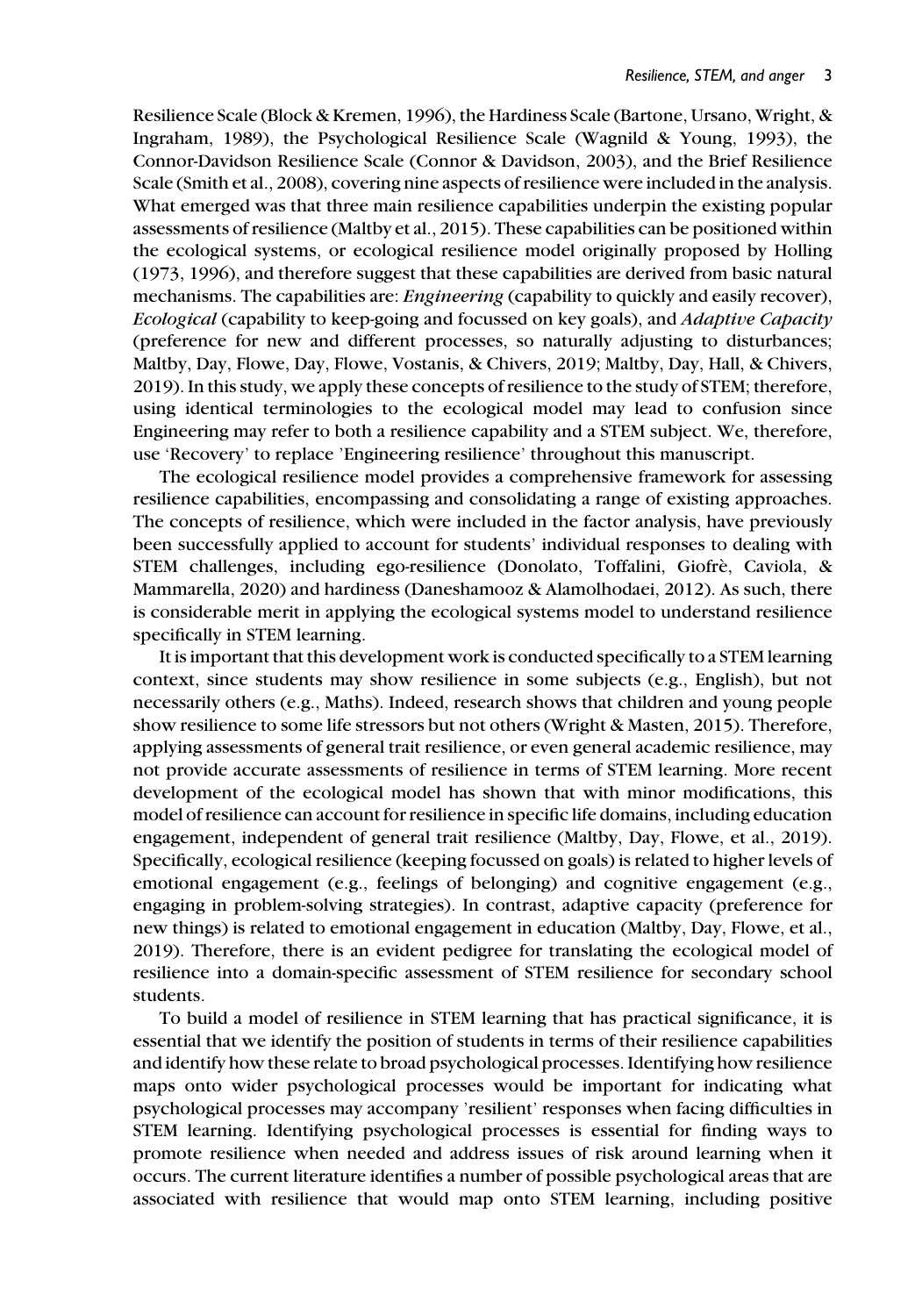Resilience Scale (Block & Kremen, 1996), the Hardiness Scale (Bartone, Ursano, Wright, & Ingraham, 1989), the Psychological Resilience Scale (Wagnild & Young, 1993), the Connor-Davidson Resilience Scale (Connor & Davidson, 2003), and the Brief Resilience Scale (Smith et al., 2008), covering nine aspects of resilience were included in the analysis. What emerged was that three main resilience capabilities underpin the existing popular assessments of resilience (Maltby et al., 2015). These capabilities can be positioned within the ecological systems, or ecological resilience model originally proposed by Holling (1973, 1996), and therefore suggest that these capabilities are derived from basic natural mechanisms. The capabilities are: *Engineering* (capability to quickly and easily recover), *Ecological* (capability to keep-going and focussed on key goals), and *Adaptive Capacity* (preference for new and different processes, so naturally adjusting to disturbances; Maltby, Day, Flowe, Day, Flowe, Vostanis, & Chivers, 2019; Maltby, Day, Hall, & Chivers, 2019). In this study, we apply these concepts of resilience to the study of STEM; therefore, using identical terminologies to the ecological model may lead to confusion since Engineering may refer to both a resilience capability and a STEM subject. We, therefore, use 'Recovery' to replace 'Engineering resilience' throughout this manuscript.

The ecological resilience model provides a comprehensive framework for assessing resilience capabilities, encompassing and consolidating a range of existing approaches. The concepts of resilience, which were included in the factor analysis, have previously been successfully applied to account for students' individual responses to dealing with STEM challenges, including ego-resilience (Donolato, Toffalini, Giofrè, Caviola, & Mammarella, 2020) and hardiness (Daneshamooz & Alamolhodaei, 2012). As such, there is considerable merit in applying the ecological systems model to understand resilience specifically in STEM learning.

It is important that this development work is conducted specifically to a STEM learning context, since students may show resilience in some subjects (e.g., English), but not necessarily others (e.g., Maths). Indeed, research shows that children and young people show resilience to some life stressors but not others (Wright & Masten, 2015). Therefore, applying assessments of general trait resilience, or even general academic resilience, may not provide accurate assessments of resilience in terms of STEM learning. More recent development of the ecological model has shown that with minor modifications, this model of resilience can account for resilience in specific life domains, including education engagement, independent of general trait resilience (Maltby, Day, Flowe, et al., 2019). Specifically, ecological resilience (keeping focussed on goals) is related to higher levels of emotional engagement (e.g., feelings of belonging) and cognitive engagement (e.g., engaging in problem-solving strategies). In contrast, adaptive capacity (preference for new things) is related to emotional engagement in education (Maltby, Day, Flowe, et al., 2019). Therefore, there is an evident pedigree for translating the ecological model of resilience into a domain-specific assessment of STEM resilience for secondary school students.

To build a model of resilience in STEM learning that has practical significance, it is essential that we identify the position of students in terms of their resilience capabilities and identify how these relate to broad psychological processes. Identifying how resilience maps onto wider psychological processes would be important for indicating what psychological processes may accompany 'resilient' responses when facing difficulties in STEM learning. Identifying psychological processes is essential for finding ways to promote resilience when needed and address issues of risk around learning when it occurs. The current literature identifies a number of possible psychological areas that are associated with resilience that would map onto STEM learning, including positive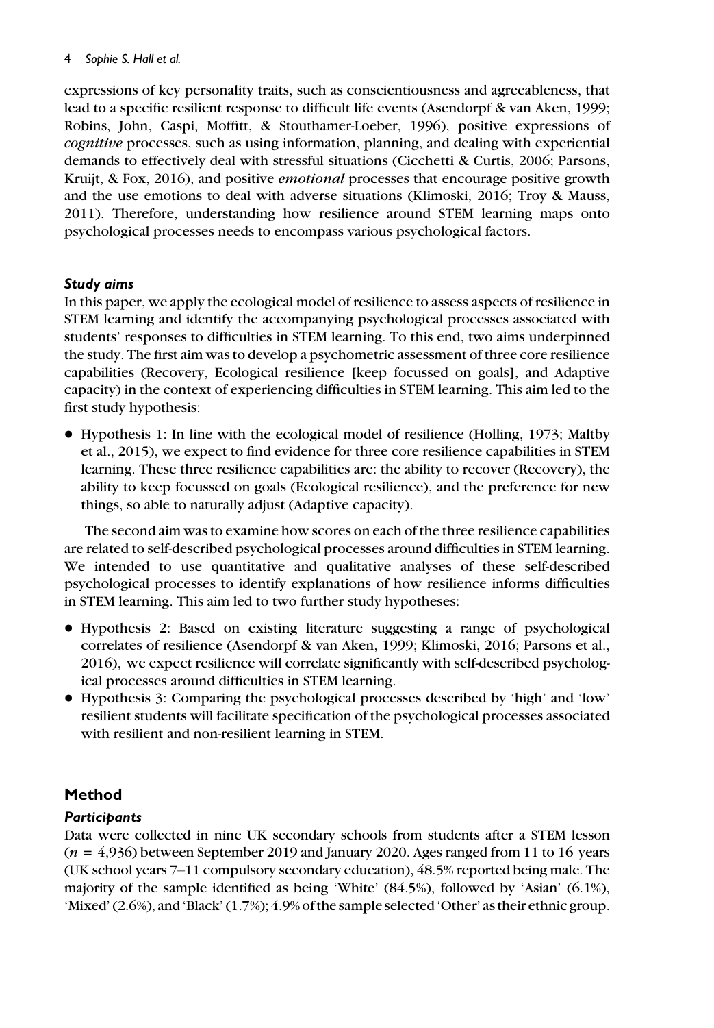expressions of key personality traits, such as conscientiousness and agreeableness, that lead to a specific resilient response to difficult life events (Asendorpf & van Aken, 1999; Robins, John, Caspi, Moffitt, & Stouthamer-Loeber, 1996), positive expressions of *cognitive* processes, such as using information, planning, and dealing with experiential demands to effectively deal with stressful situations (Cicchetti & Curtis, 2006; Parsons, Kruijt, & Fox, 2016), and positive *emotional* processes that encourage positive growth and the use emotions to deal with adverse situations (Klimoski, 2016; Troy & Mauss, 2011). Therefore, understanding how resilience around STEM learning maps onto psychological processes needs to encompass various psychological factors.

### *Study aims*

In this paper, we apply the ecological model of resilience to assess aspects of resilience in STEM learning and identify the accompanying psychological processes associated with students' responses to difficulties in STEM learning. To this end, two aims underpinned the study. The first aim was to develop a psychometric assessment of three core resilience capabilities (Recovery, Ecological resilience [keep focussed on goals], and Adaptive capacity) in the context of experiencing difficulties in STEM learning. This aim led to the first study hypothesis:

- Hypothesis 1: In line with the ecological model of resilience (Holling, 1973; Maltby et al., 2015), we expect to find evidence for three core resilience capabilities in STEM learning. These three resilience capabilities are: the ability to recover (Recovery), the ability to keep focussed on goals (Ecological resilience), and the preference for new things, so able to naturally adjust (Adaptive capacity).

The second aim was to examine how scores on each of the three resilience capabilities are related to self-described psychological processes around difficulties in STEM learning. We intended to use quantitative and qualitative analyses of these self-described psychological processes to identify explanations of how resilience informs difficulties in STEM learning. This aim led to two further study hypotheses:

- Hypothesis 2: Based on existing literature suggesting a range of psychological correlates of resilience (Asendorpf & van Aken, 1999; Klimoski, 2016; Parsons et al., 2016), we expect resilience will correlate significantly with self-described psychological processes around difficulties in STEM learning.
- Hypothesis 3: Comparing the psychological processes described by 'high' and 'low' resilient students will facilitate specification of the psychological processes associated with resilient and non-resilient learning in STEM.

## Method

### *Participants*

Data were collected in nine UK secondary schools from students after a STEM lesson ($n$ = 4,936) between September 2019 and January 2020. Ages ranged from 11 to 16 years (UK school years 7–11 compulsory secondary education), 48.5% reported being male. The majority of the sample identified as being 'White' (84.5%), followed by 'Asian' (6.1%), 'Mixed' (2.6%), and 'Black' (1.7%); 4.9% of the sample selected 'Other' as their ethnic group.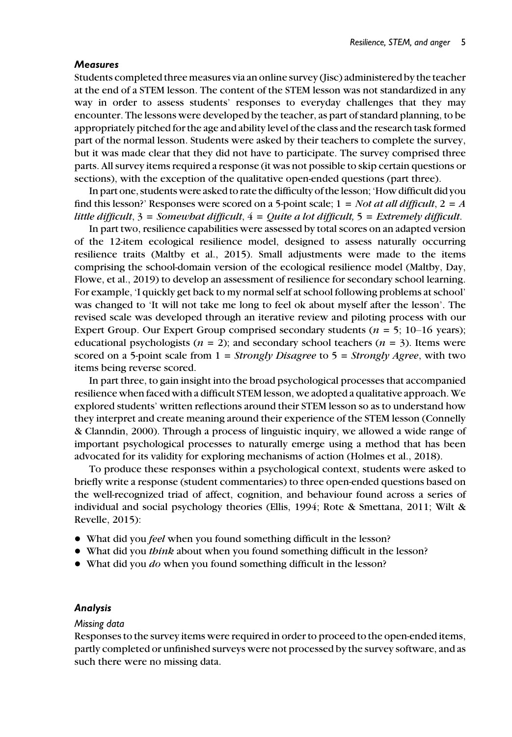### *Measures*

Students completed three measures via an online survey (Jisc) administered by the teacher at the end of a STEM lesson. The content of the STEM lesson was not standardized in any way in order to assess students' responses to everyday challenges that they may encounter. The lessons were developed by the teacher, as part of standard planning, to be appropriately pitched for the age and ability level of the class and the research task formed part of the normal lesson. Students were asked by their teachers to complete the survey, but it was made clear that they did not have to participate. The survey comprised three parts. All survey items required a response (it was not possible to skip certain questions or sections), with the exception of the qualitative open-ended questions (part three).

In part one, students were asked to rate the difficulty of the lesson; 'How difficult did you find this lesson?' Responses were scored on a 5-point scale; 1 = *Not at all difficult*, 2 = *A little difficult*, 3 = *Somewhat difficult*, 4 = *Quite a lot difficult,* 5 = *Extremely difficult*.

In part two, resilience capabilities were assessed by total scores on an adapted version of the 12-item ecological resilience model, designed to assess naturally occurring resilience traits (Maltby et al., 2015). Small adjustments were made to the items comprising the school-domain version of the ecological resilience model (Maltby, Day, Flowe, et al., 2019) to develop an assessment of resilience for secondary school learning. For example, 'I quickly get back to my normal self at school following problems at school' was changed to 'It will not take me long to feel ok about myself after the lesson'. The revised scale was developed through an iterative review and piloting process with our Expert Group. Our Expert Group comprised secondary students ($n$ = 5; 10–16 years); educational psychologists ($n$ = 2); and secondary school teachers ($n$ = 3). Items were scored on a 5-point scale from 1 = *Strongly Disagree* to 5 = *Strongly Agree*, with two items being reverse scored.

In part three, to gain insight into the broad psychological processes that accompanied resilience when faced with a difficult STEM lesson, we adopted a qualitative approach. We explored students' written reflections around their STEM lesson so as to understand how they interpret and create meaning around their experience of the STEM lesson (Connelly & Clanndin, 2000). Through a process of linguistic inquiry, we allowed a wide range of important psychological processes to naturally emerge using a method that has been advocated for its validity for exploring mechanisms of action (Holmes et al., 2018).

To produce these responses within a psychological context, students were asked to briefly write a response (student commentaries) to three open-ended questions based on the well-recognized triad of affect, cognition, and behaviour found across a series of individual and social psychology theories (Ellis, 1994; Rote & Smettana, 2011; Wilt & Revelle, 2015):

- What did you *feel* when you found something difficult in the lesson?
- What did you *think* about when you found something difficult in the lesson?
- What did you *do* when you found something difficult in the lesson?

### *Analysis*

#### *Missing data*

Responses to the survey items were required in order to proceed to the open-ended items, partly completed or unfinished surveys were not processed by the survey software, and as such there were no missing data.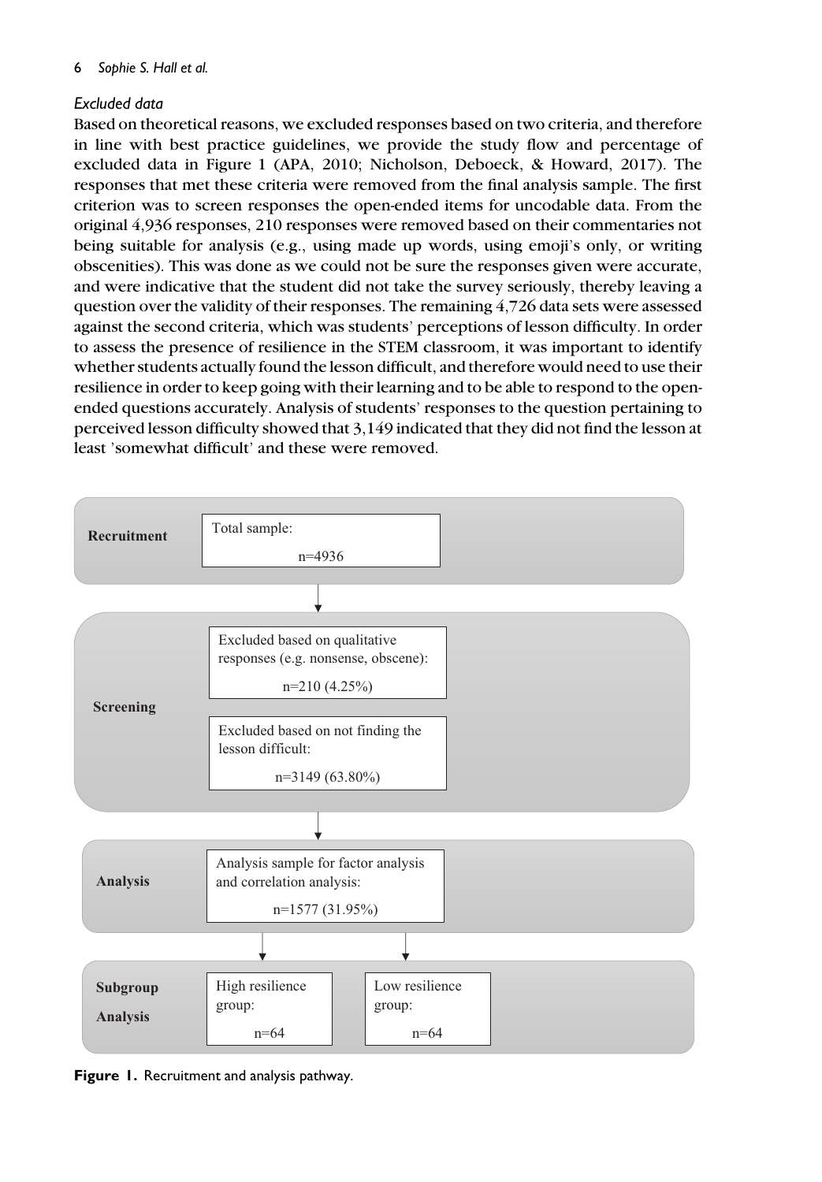### *Excluded data*

Based on theoretical reasons, we excluded responses based on two criteria, and therefore in line with best practice guidelines, we provide the study flow and percentage of excluded data in Figure 1 (APA, 2010; Nicholson, Deboeck, & Howard, 2017). The responses that met these criteria were removed from the final analysis sample. The first criterion was to screen responses the open-ended items for uncodable data. From the original 4,936 responses, 210 responses were removed based on their commentaries not being suitable for analysis (e.g., using made up words, using emoji's only, or writing obscenities). This was done as we could not be sure the responses given were accurate, and were indicative that the student did not take the survey seriously, thereby leaving a question over the validity of their responses. The remaining 4,726 data sets were assessed against the second criteria, which was students' perceptions of lesson difficulty. In order to assess the presence of resilience in the STEM classroom, it was important to identify whether students actually found the lesson difficult, and therefore would need to use their resilience in order to keep going with their learning and to be able to respond to the open-ended questions accurately. Analysis of students' responses to the question pertaining to perceived lesson difficulty showed that 3,149 indicated that they did not find the lesson at least 'somewhat difficult' and these were removed.

**Recruitment**

Total sample:
n=4936

**Screening**

Excluded based on qualitative responses (e.g. nonsense, obscene):
n=210 (4.25%)

Excluded based on not finding the lesson difficult:
n=3149 (63.80%)

**Analysis**

Analysis sample for factor analysis and correlation analysis:
n=1577 (31.95%)

**Subgroup Analysis**

High resilience group:
n=64

Low resilience group:
n=64

**Figure 1.** Recruitment and analysis pathway.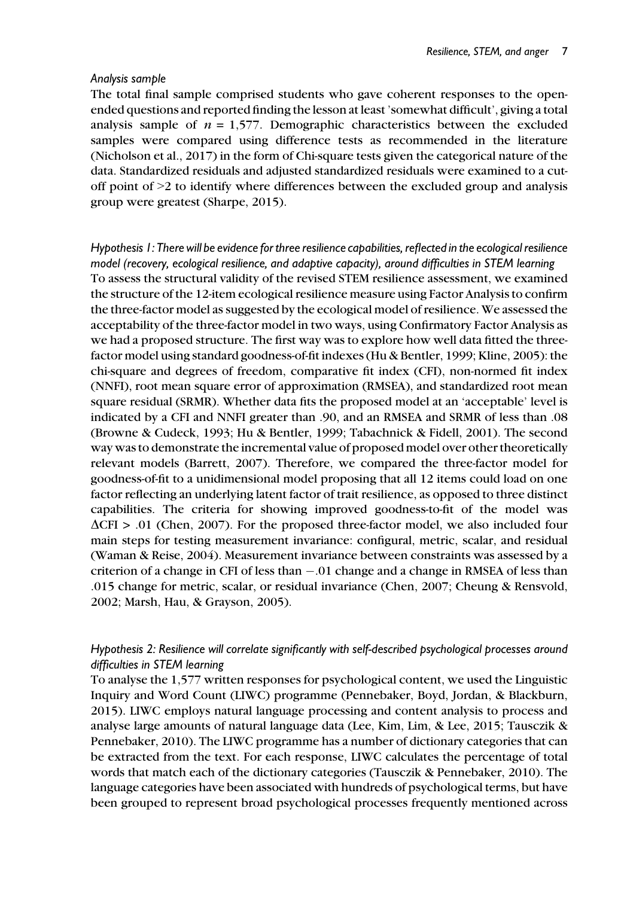*Analysis sample*

The total final sample comprised students who gave coherent responses to the open-ended questions and reported finding the lesson at least 'somewhat difficult', giving a total analysis sample of $n = 1,577$. Demographic characteristics between the excluded samples were compared using difference tests as recommended in the literature (Nicholson et al., 2017) in the form of Chi-square tests given the categorical nature of the data. Standardized residuals and adjusted standardized residuals were examined to a cut-off point of >2 to identify where differences between the excluded group and analysis group were greatest (Sharpe, 2015).

*Hypothesis 1: There will be evidence for three resilience capabilities, reflected in the ecological resilience model (recovery, ecological resilience, and adaptive capacity), around difficulties in STEM learning*

To assess the structural validity of the revised STEM resilience assessment, we examined the structure of the 12-item ecological resilience measure using Factor Analysis to confirm the three-factor model as suggested by the ecological model of resilience. We assessed the acceptability of the three-factor model in two ways, using Confirmatory Factor Analysis as we had a proposed structure. The first way was to explore how well data fitted the three-factor model using standard goodness-of-fit indexes (Hu & Bentler, 1999; Kline, 2005): the chi-square and degrees of freedom, comparative fit index (CFI), non-normed fit index (NNFI), root mean square error of approximation (RMSEA), and standardized root mean square residual (SRMR). Whether data fits the proposed model at an 'acceptable' level is indicated by a CFI and NNFI greater than .90, and an RMSEA and SRMR of less than .08 (Browne & Cudeck, 1993; Hu & Bentler, 1999; Tabachnick & Fidell, 2001). The second way was to demonstrate the incremental value of proposed model over other theoretically relevant models (Barrett, 2007). Therefore, we compared the three-factor model for goodness-of-fit to a unidimensional model proposing that all 12 items could load on one factor reflecting an underlying latent factor of trait resilience, as opposed to three distinct capabilities. The criteria for showing improved goodness-to-fit of the model was $\Delta\text{CFI} > .01$ (Chen, 2007). For the proposed three-factor model, we also included four main steps for testing measurement invariance: configural, metric, scalar, and residual (Waman & Reise, 2004). Measurement invariance between constraints was assessed by a criterion of a change in CFI of less than $-.01$ change and a change in RMSEA of less than .015 change for metric, scalar, or residual invariance (Chen, 2007; Cheung & Rensvold, 2002; Marsh, Hau, & Grayson, 2005).

*Hypothesis 2: Resilience will correlate significantly with self-described psychological processes around difficulties in STEM learning*

To analyse the 1,577 written responses for psychological content, we used the Linguistic Inquiry and Word Count (LIWC) programme (Pennebaker, Boyd, Jordan, & Blackburn, 2015). LIWC employs natural language processing and content analysis to process and analyse large amounts of natural language data (Lee, Kim, Lim, & Lee, 2015; Tausczik & Pennebaker, 2010). The LIWC programme has a number of dictionary categories that can be extracted from the text. For each response, LIWC calculates the percentage of total words that match each of the dictionary categories (Tausczik & Pennebaker, 2010). The language categories have been associated with hundreds of psychological terms, but have been grouped to represent broad psychological processes frequently mentioned across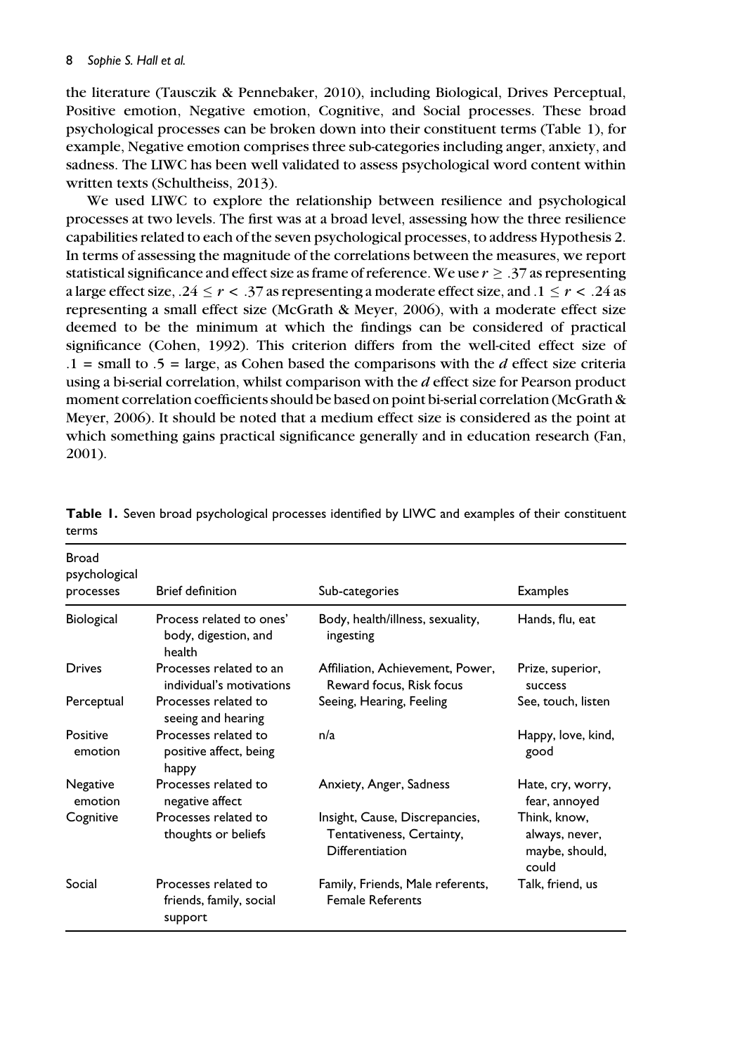the literature (Tausczik & Pennebaker, 2010), including Biological, Drives Perceptual, Positive emotion, Negative emotion, Cognitive, and Social processes. These broad psychological processes can be broken down into their constituent terms (Table 1), for example, Negative emotion comprises three sub-categories including anger, anxiety, and sadness. The LIWC has been well validated to assess psychological word content within written texts (Schultheiss, 2013).

We used LIWC to explore the relationship between resilience and psychological processes at two levels. The first was at a broad level, assessing how the three resilience capabilities related to each of the seven psychological processes, to address Hypothesis 2. In terms of assessing the magnitude of the correlations between the measures, we report statistical significance and effect size as frame of reference. We use $r \geq .37$ as representing a large effect size, $.24 \leq r < .37$ as representing a moderate effect size, and $.1 \leq r < .24$ as representing a small effect size (McGrath & Meyer, 2006), with a moderate effect size deemed to be the minimum at which the findings can be considered of practical significance (Cohen, 1992). This criterion differs from the well-cited effect size of $.1$ = small to $.5$ = large, as Cohen based the comparisons with the *d* effect size criteria using a bi-serial correlation, whilst comparison with the *d* effect size for Pearson product moment correlation coefficients should be based on point bi-serial correlation (McGrath & Meyer, 2006). It should be noted that a medium effect size is considered as the point at which something gains practical significance generally and in education research (Fan, 2001).

**Table 1.** Seven broad psychological processes identified by LIWC and examples of their constituent terms

| Broad psychological processes | Brief definition | Sub-categories | Examples |
|---|---|---|---|
| Biological | Process related to ones' body, digestion, and health | Body, health/illness, sexuality, ingesting | Hands, flu, eat |
| Drives | Processes related to an individual's motivations | Affiliation, Achievement, Power, Reward focus, Risk focus | Prize, superior, success |
| Perceptual | Processes related to seeing and hearing | Seeing, Hearing, Feeling | See, touch, listen |
| Positive emotion | Processes related to positive affect, being happy | n/a | Happy, love, kind, good |
| Negative emotion | Processes related to negative affect | Anxiety, Anger, Sadness | Hate, cry, worry, fear, annoyed |
| Cognitive | Processes related to thoughts or beliefs | Insight, Cause, Discrepancies, Tentativeness, Certainty, Differentiation | Think, know, always, never, maybe, should, could |
| Social | Processes related to friends, family, social support | Family, Friends, Male referents, Female Referents | Talk, friend, us |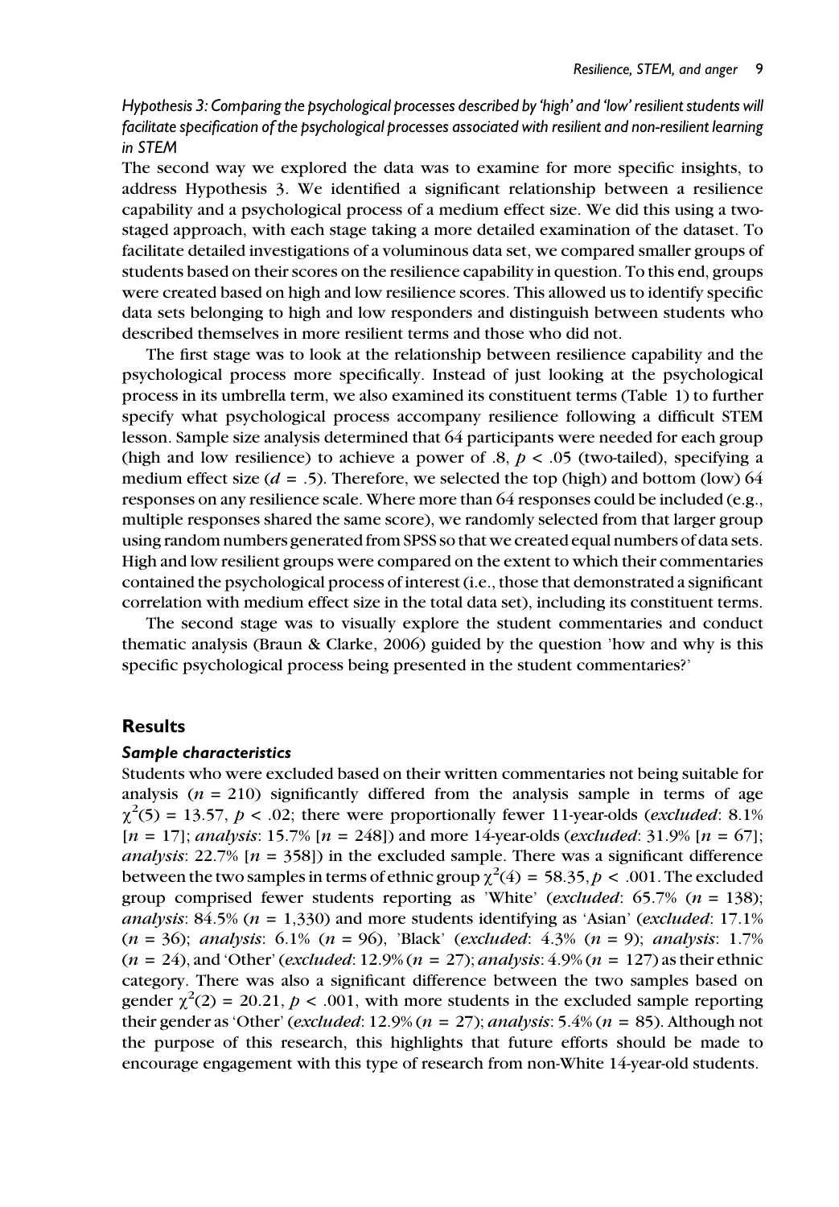*Hypothesis 3: Comparing the psychological processes described by 'high' and 'low' resilient students will facilitate specification of the psychological processes associated with resilient and non-resilient learning in STEM*

The second way we explored the data was to examine for more specific insights, to address Hypothesis 3. We identified a significant relationship between a resilience capability and a psychological process of a medium effect size. We did this using a two-staged approach, with each stage taking a more detailed examination of the dataset. To facilitate detailed investigations of a voluminous data set, we compared smaller groups of students based on their scores on the resilience capability in question. To this end, groups were created based on high and low resilience scores. This allowed us to identify specific data sets belonging to high and low responders and distinguish between students who described themselves in more resilient terms and those who did not.

The first stage was to look at the relationship between resilience capability and the psychological process more specifically. Instead of just looking at the psychological process in its umbrella term, we also examined its constituent terms (Table 1) to further specify what psychological process accompany resilience following a difficult STEM lesson. Sample size analysis determined that 64 participants were needed for each group (high and low resilience) to achieve a power of .8, $p < .05$ (two-tailed), specifying a medium effect size ($d = .5$). Therefore, we selected the top (high) and bottom (low) 64 responses on any resilience scale. Where more than 64 responses could be included (e.g., multiple responses shared the same score), we randomly selected from that larger group using random numbers generated from SPSS so that we created equal numbers of data sets. High and low resilient groups were compared on the extent to which their commentaries contained the psychological process of interest (i.e., those that demonstrated a significant correlation with medium effect size in the total data set), including its constituent terms.

The second stage was to visually explore the student commentaries and conduct thematic analysis (Braun & Clarke, 2006) guided by the question 'how and why is this specific psychological process being presented in the student commentaries?'

## Results

### *Sample characteristics*

Students who were excluded based on their written commentaries not being suitable for analysis ($n = 210$) significantly differed from the analysis sample in terms of age $\chi^2(5) = 13.57$, $p < .02$; there were proportionally fewer 11-year-olds (*excluded*: 8.1% [$n = 17$]; *analysis*: 15.7% [$n = 248$]) and more 14-year-olds (*excluded*: 31.9% [$n = 67$]; *analysis*: 22.7% [$n = 358$]) in the excluded sample. There was a significant difference between the two samples in terms of ethnic group $\chi^2(4) = 58.35$, $p < .001$. The excluded group comprised fewer students reporting as 'White' (*excluded*: 65.7% ($n = 138$); *analysis*: 84.5% ($n = 1{,}330$) and more students identifying as 'Asian' (*excluded*: 17.1% ($n = 36$); *analysis*: 6.1% ($n = 96$), 'Black' (*excluded*: 4.3% ($n = 9$); *analysis*: 1.7% ($n = 24$), and 'Other' (*excluded*: 12.9% ($n = 27$); *analysis*: 4.9% ($n = 127$) as their ethnic category. There was also a significant difference between the two samples based on gender $\chi^2(2) = 20.21$, $p < .001$, with more students in the excluded sample reporting their gender as 'Other' (*excluded*: 12.9% ($n = 27$); *analysis*: 5.4% ($n = 85$). Although not the purpose of this research, this highlights that future efforts should be made to encourage engagement with this type of research from non-White 14-year-old students.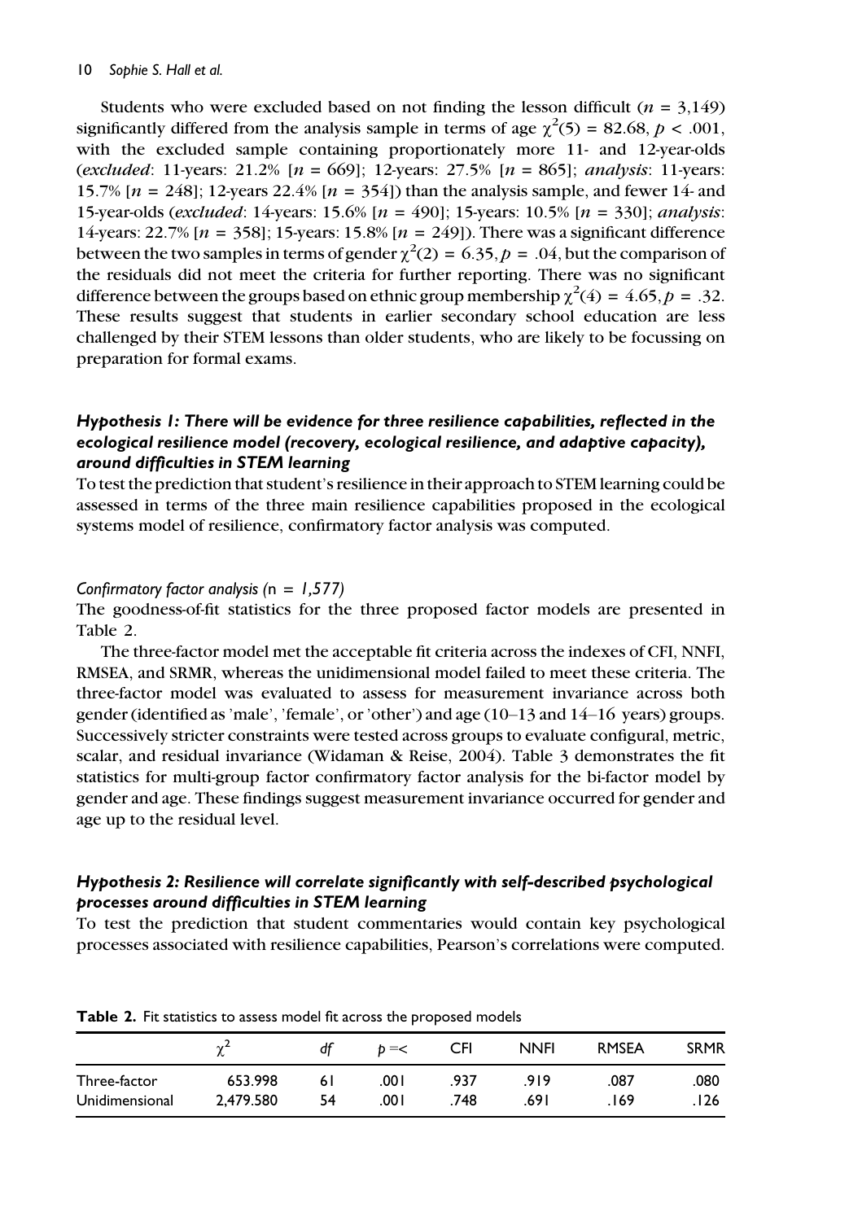Students who were excluded based on not finding the lesson difficult ($n = 3{,}149$) significantly differed from the analysis sample in terms of age $\chi^2(5) = 82.68, p < .001$, with the excluded sample containing proportionately more 11- and 12-year-olds (*excluded*: 11-years: 21.2% [$n = 669$]; 12-years: 27.5% [$n = 865$]; *analysis*: 11-years: 15.7% [$n = 248$]; 12-years 22.4% [$n = 354$]) than the analysis sample, and fewer 14- and 15-year-olds (*excluded*: 14-years: 15.6% [$n = 490$]; 15-years: 10.5% [$n = 330$]; *analysis*: 14-years: 22.7% [$n = 358$]; 15-years: 15.8% [$n = 249$]). There was a significant difference between the two samples in terms of gender $\chi^2(2) = 6.35, p = .04$, but the comparison of the residuals did not meet the criteria for further reporting. There was no significant difference between the groups based on ethnic group membership $\chi^2(4) = 4.65, p = .32$. These results suggest that students in earlier secondary school education are less challenged by their STEM lessons than older students, who are likely to be focussing on preparation for formal exams.

### *Hypothesis 1: There will be evidence for three resilience capabilities, reflected in the ecological resilience model (recovery, ecological resilience, and adaptive capacity), around difficulties in STEM learning*

To test the prediction that student's resilience in their approach to STEM learning could be assessed in terms of the three main resilience capabilities proposed in the ecological systems model of resilience, confirmatory factor analysis was computed.

#### *Confirmatory factor analysis (n = 1,577)*

The goodness-of-fit statistics for the three proposed factor models are presented in Table 2.

The three-factor model met the acceptable fit criteria across the indexes of CFI, NNFI, RMSEA, and SRMR, whereas the unidimensional model failed to meet these criteria. The three-factor model was evaluated to assess for measurement invariance across both gender (identified as 'male', 'female', or 'other') and age (10–13 and 14–16 years) groups. Successively stricter constraints were tested across groups to evaluate configural, metric, scalar, and residual invariance (Widaman & Reise, 2004). Table 3 demonstrates the fit statistics for multi-group factor confirmatory factor analysis for the bi-factor model by gender and age. These findings suggest measurement invariance occurred for gender and age up to the residual level.

### *Hypothesis 2: Resilience will correlate significantly with self-described psychological processes around difficulties in STEM learning*

To test the prediction that student commentaries would contain key psychological processes associated with resilience capabilities, Pearson's correlations were computed.

**Table 2.** Fit statistics to assess model fit across the proposed models

| | $\chi^2$ | *df* | $p =<$ | CFI | NNFI | RMSEA | SRMR |
|---|---|---|---|---|---|---|---|
| Three-factor | 653.998 | 61 | .001 | .937 | .919 | .087 | .080 |
| Unidimensional | 2,479.580 | 54 | .001 | .748 | .691 | .169 | .126 |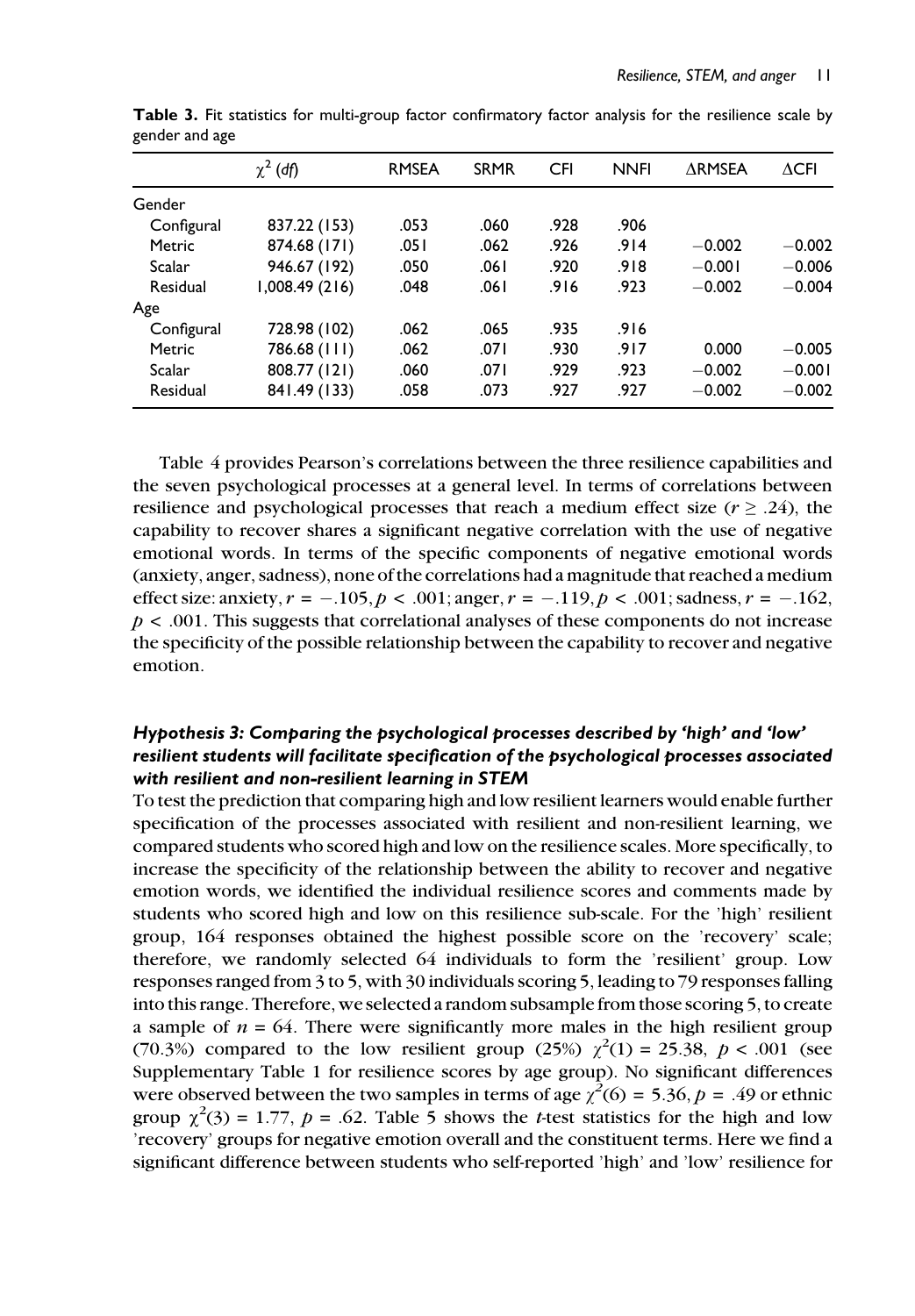**Table 3.** Fit statistics for multi-group factor confirmatory factor analysis for the resilience scale by gender and age

| | $\chi^2$ (*df*) | RMSEA | SRMR | CFI | NNFI | ΔRMSEA | ΔCFI |
|---|---|---|---|---|---|---|---|
| Gender | | | | | | | |
| Configural | 837.22 (153) | .053 | .060 | .928 | .906 | | |
| Metric | 874.68 (171) | .051 | .062 | .926 | .914 | −0.002 | −0.002 |
| Scalar | 946.67 (192) | .050 | .061 | .920 | .918 | −0.001 | −0.006 |
| Residual | 1,008.49 (216) | .048 | .061 | .916 | .923 | −0.002 | −0.004 |
| Age | | | | | | | |
| Configural | 728.98 (102) | .062 | .065 | .935 | .916 | | |
| Metric | 786.68 (111) | .062 | .071 | .930 | .917 | 0.000 | −0.005 |
| Scalar | 808.77 (121) | .060 | .071 | .929 | .923 | −0.002 | −0.001 |
| Residual | 841.49 (133) | .058 | .073 | .927 | .927 | −0.002 | −0.002 |

Table 4 provides Pearson's correlations between the three resilience capabilities and the seven psychological processes at a general level. In terms of correlations between resilience and psychological processes that reach a medium effect size ($r \geq .24$), the capability to recover shares a significant negative correlation with the use of negative emotional words. In terms of the specific components of negative emotional words (anxiety, anger, sadness), none of the correlations had a magnitude that reached a medium effect size: anxiety, $r = -.105, p < .001$; anger, $r = -.119, p < .001$; sadness, $r = -.162$, $p < .001$. This suggests that correlational analyses of these components do not increase the specificity of the possible relationship between the capability to recover and negative emotion.

### *Hypothesis 3: Comparing the psychological processes described by 'high' and 'low' resilient students will facilitate specification of the psychological processes associated with resilient and non-resilient learning in STEM*

To test the prediction that comparing high and low resilient learners would enable further specification of the processes associated with resilient and non-resilient learning, we compared students who scored high and low on the resilience scales. More specifically, to increase the specificity of the relationship between the ability to recover and negative emotion words, we identified the individual resilience scores and comments made by students who scored high and low on this resilience sub-scale. For the 'high' resilient group, 164 responses obtained the highest possible score on the 'recovery' scale; therefore, we randomly selected 64 individuals to form the 'resilient' group. Low responses ranged from 3 to 5, with 30 individuals scoring 5, leading to 79 responses falling into this range. Therefore, we selected a random subsample from those scoring 5, to create a sample of $n = 64$. There were significantly more males in the high resilient group (70.3%) compared to the low resilient group (25%) $\chi^2(1) = 25.38$, $p < .001$ (see Supplementary Table 1 for resilience scores by age group). No significant differences were observed between the two samples in terms of age $\chi^2(6) = 5.36, p = .49$ or ethnic group $\chi^2(3) = 1.77$, $p = .62$. Table 5 shows the *t*-test statistics for the high and low 'recovery' groups for negative emotion overall and the constituent terms. Here we find a significant difference between students who self-reported 'high' and 'low' resilience for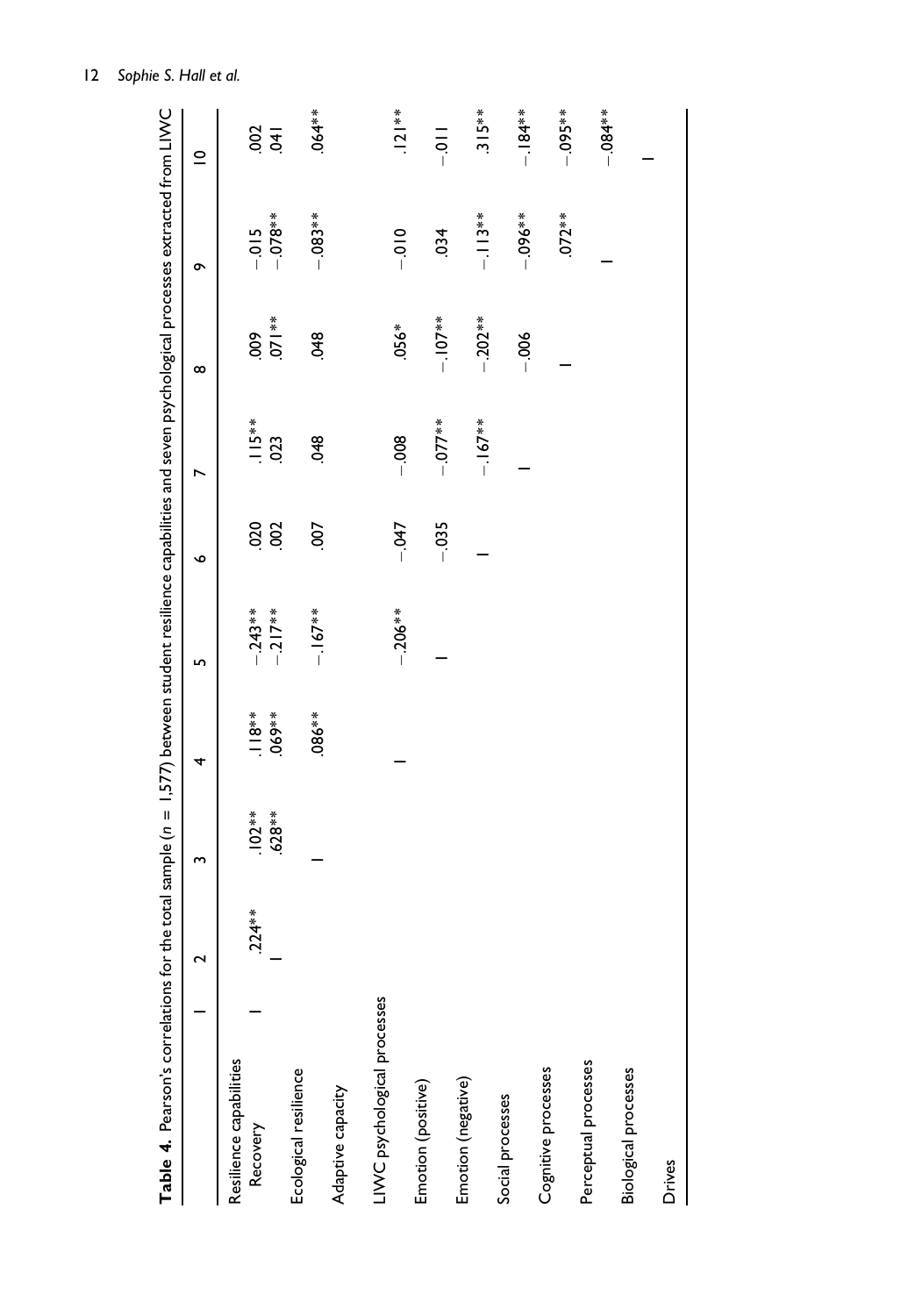**Table 4.** Pearson's correlations for the total sample ($n$ = 1,577) between student resilience capabilities and seven psychological processes extracted from LIWC

| | 1 | 2 | 3 | 4 | 5 | 6 | 7 | 8 | 9 | 10 |
|---|---|---|---|---|---|---|---|---|---|---|
| Resilience capabilities | | | | | | | | | | |
| Recovery | — | .224** | .102** | .118** | −.243** | .020 | .115** | .009 | −.015 | .002 |
| Ecological resilience | | — | .628** | .069** | −.217** | .002 | .023 | .071** | −.078** | .041 |
| Adaptive capacity | | | — | .086** | −.167** | .007 | .048 | .048 | −.083** | .064** |
| LIWC psychological processes | | | | | | | | | | |
| Emotion (positive) | | | | — | −.206** | −.047 | −.008 | .056* | −.010 | .121** |
| Emotion (negative) | | | | | — | −.035 | −.077** | −.107** | .034 | −.011 |
| Social processes | | | | | | — | −.167** | −.202** | −.113** | .315** |
| Cognitive processes | | | | | | | — | −.006 | −.096** | −.184** |
| Perceptual processes | | | | | | | | — | .072** | −.095** |
| Biological processes | | | | | | | | | — | −.084** |
| Drives | | | | | | | | | | — |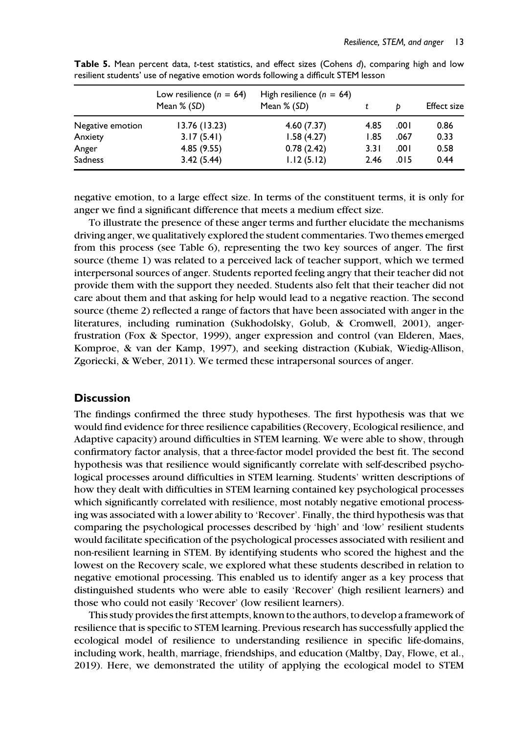**Table 5.** Mean percent data, *t*-test statistics, and effect sizes (Cohens *d*), comparing high and low resilient students' use of negative emotion words following a difficult STEM lesson

| | Low resilience ($n$ = 64) Mean % (*SD*) | High resilience ($n$ = 64) Mean % (*SD*) | *t* | *p* | Effect size |
|---|---|---|---|---|---|
| Negative emotion | 13.76 (13.23) | 4.60 (7.37) | 4.85 | .001 | 0.86 |
| Anxiety | 3.17 (5.41) | 1.58 (4.27) | 1.85 | .067 | 0.33 |
| Anger | 4.85 (9.55) | 0.78 (2.42) | 3.31 | .001 | 0.58 |
| Sadness | 3.42 (5.44) | 1.12 (5.12) | 2.46 | .015 | 0.44 |

negative emotion, to a large effect size. In terms of the constituent terms, it is only for anger we find a significant difference that meets a medium effect size.

To illustrate the presence of these anger terms and further elucidate the mechanisms driving anger, we qualitatively explored the student commentaries. Two themes emerged from this process (see Table 6), representing the two key sources of anger. The first source (theme 1) was related to a perceived lack of teacher support, which we termed interpersonal sources of anger. Students reported feeling angry that their teacher did not provide them with the support they needed. Students also felt that their teacher did not care about them and that asking for help would lead to a negative reaction. The second source (theme 2) reflected a range of factors that have been associated with anger in the literatures, including rumination (Sukhodolsky, Golub, & Cromwell, 2001), anger-frustration (Fox & Spector, 1999), anger expression and control (van Elderen, Maes, Komproe, & van der Kamp, 1997), and seeking distraction (Kubiak, Wiedig-Allison, Zgoriecki, & Weber, 2011). We termed these intrapersonal sources of anger.

## Discussion

The findings confirmed the three study hypotheses. The first hypothesis was that we would find evidence for three resilience capabilities (Recovery, Ecological resilience, and Adaptive capacity) around difficulties in STEM learning. We were able to show, through confirmatory factor analysis, that a three-factor model provided the best fit. The second hypothesis was that resilience would significantly correlate with self-described psychological processes around difficulties in STEM learning. Students' written descriptions of how they dealt with difficulties in STEM learning contained key psychological processes which significantly correlated with resilience, most notably negative emotional processing was associated with a lower ability to 'Recover'. Finally, the third hypothesis was that comparing the psychological processes described by 'high' and 'low' resilient students would facilitate specification of the psychological processes associated with resilient and non-resilient learning in STEM. By identifying students who scored the highest and the lowest on the Recovery scale, we explored what these students described in relation to negative emotional processing. This enabled us to identify anger as a key process that distinguished students who were able to easily 'Recover' (high resilient learners) and those who could not easily 'Recover' (low resilient learners).

This study provides the first attempts, known to the authors, to develop a framework of resilience that is specific to STEM learning. Previous research has successfully applied the ecological model of resilience to understanding resilience in specific life-domains, including work, health, marriage, friendships, and education (Maltby, Day, Flowe, et al., 2019). Here, we demonstrated the utility of applying the ecological model to STEM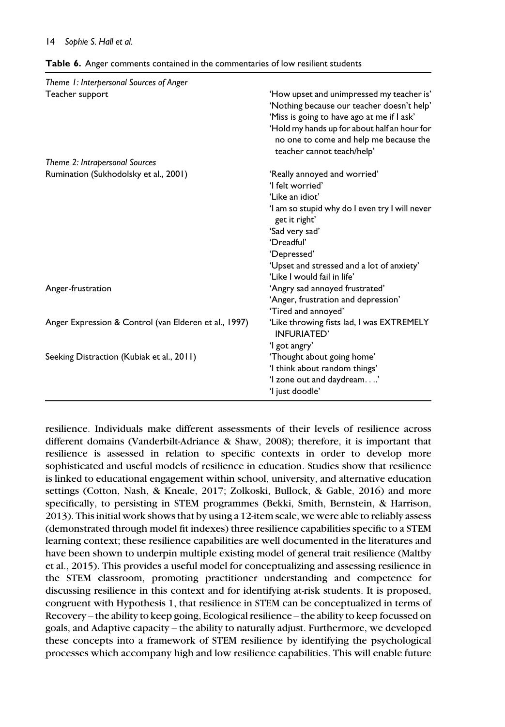**Table 6.** Anger comments contained in the commentaries of low resilient students

| | |
|---|---|
| *Theme 1: Interpersonal Sources of Anger* | |
| Teacher support | 'How upset and unimpressed my teacher is'<br>'Nothing because our teacher doesn't help'<br>'Miss is going to have ago at me if I ask'<br>'Hold my hands up for about half an hour for no one to come and help me because the teacher cannot teach/help' |
| *Theme 2: Intrapersonal Sources* | |
| Rumination (Sukhodolsky et al., 2001) | 'Really annoyed and worried'<br>'I felt worried'<br>'Like an idiot'<br>'I am so stupid why do I even try I will never get it right'<br>'Sad very sad'<br>'Dreadful'<br>'Depressed'<br>'Upset and stressed and a lot of anxiety'<br>'Like I would fail in life' |
| Anger-frustration | 'Angry sad annoyed frustrated'<br>'Anger, frustration and depression'<br>'Tired and annoyed' |
| Anger Expression & Control (van Elderen et al., 1997) | 'Like throwing fists lad, I was EXTREMELY INFURIATED'<br>'I got angry' |
| Seeking Distraction (Kubiak et al., 2011) | 'Thought about going home'<br>'I think about random things'<br>'I zone out and daydream. . ..'<br>'I just doodle' |

resilience. Individuals make different assessments of their levels of resilience across different domains (Vanderbilt-Adriance & Shaw, 2008); therefore, it is important that resilience is assessed in relation to specific contexts in order to develop more sophisticated and useful models of resilience in education. Studies show that resilience is linked to educational engagement within school, university, and alternative education settings (Cotton, Nash, & Kneale, 2017; Zolkoski, Bullock, & Gable, 2016) and more specifically, to persisting in STEM programmes (Bekki, Smith, Bernstein, & Harrison, 2013). This initial work shows that by using a 12-item scale, we were able to reliably assess (demonstrated through model fit indexes) three resilience capabilities specific to a STEM learning context; these resilience capabilities are well documented in the literatures and have been shown to underpin multiple existing model of general trait resilience (Maltby et al., 2015). This provides a useful model for conceptualizing and assessing resilience in the STEM classroom, promoting practitioner understanding and competence for discussing resilience in this context and for identifying at-risk students. It is proposed, congruent with Hypothesis 1, that resilience in STEM can be conceptualized in terms of Recovery – the ability to keep going, Ecological resilience – the ability to keep focussed on goals, and Adaptive capacity – the ability to naturally adjust. Furthermore, we developed these concepts into a framework of STEM resilience by identifying the psychological processes which accompany high and low resilience capabilities. This will enable future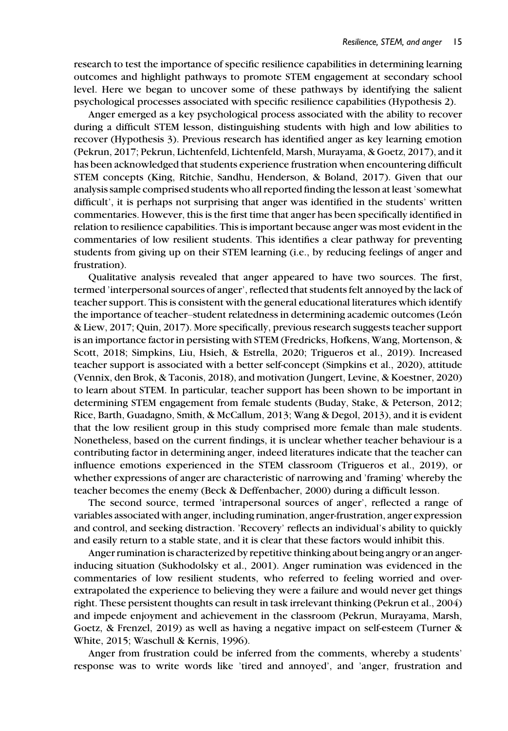research to test the importance of specific resilience capabilities in determining learning outcomes and highlight pathways to promote STEM engagement at secondary school level. Here we began to uncover some of these pathways by identifying the salient psychological processes associated with specific resilience capabilities (Hypothesis 2).

Anger emerged as a key psychological process associated with the ability to recover during a difficult STEM lesson, distinguishing students with high and low abilities to recover (Hypothesis 3). Previous research has identified anger as key learning emotion (Pekrun, 2017; Pekrun, Lichtenfeld, Lichtenfeld, Marsh, Murayama, & Goetz, 2017), and it has been acknowledged that students experience frustration when encountering difficult STEM concepts (King, Ritchie, Sandhu, Henderson, & Boland, 2017). Given that our analysis sample comprised students who all reported finding the lesson at least 'somewhat difficult', it is perhaps not surprising that anger was identified in the students' written commentaries. However, this is the first time that anger has been specifically identified in relation to resilience capabilities. This is important because anger was most evident in the commentaries of low resilient students. This identifies a clear pathway for preventing students from giving up on their STEM learning (i.e., by reducing feelings of anger and frustration).

Qualitative analysis revealed that anger appeared to have two sources. The first, termed 'interpersonal sources of anger', reflected that students felt annoyed by the lack of teacher support. This is consistent with the general educational literatures which identify the importance of teacher–student relatedness in determining academic outcomes (León & Liew, 2017; Quin, 2017). More specifically, previous research suggests teacher support is an importance factor in persisting with STEM (Fredricks, Hofkens, Wang, Mortenson, & Scott, 2018; Simpkins, Liu, Hsieh, & Estrella, 2020; Trigueros et al., 2019). Increased teacher support is associated with a better self-concept (Simpkins et al., 2020), attitude (Vennix, den Brok, & Taconis, 2018), and motivation (Jungert, Levine, & Koestner, 2020) to learn about STEM. In particular, teacher support has been shown to be important in determining STEM engagement from female students (Buday, Stake, & Peterson, 2012; Rice, Barth, Guadagno, Smith, & McCallum, 2013; Wang & Degol, 2013), and it is evident that the low resilient group in this study comprised more female than male students. Nonetheless, based on the current findings, it is unclear whether teacher behaviour is a contributing factor in determining anger, indeed literatures indicate that the teacher can influence emotions experienced in the STEM classroom (Trigueros et al., 2019), or whether expressions of anger are characteristic of narrowing and 'framing' whereby the teacher becomes the enemy (Beck & Deffenbacher, 2000) during a difficult lesson.

The second source, termed 'intrapersonal sources of anger', reflected a range of variables associated with anger, including rumination, anger-frustration, anger expression and control, and seeking distraction. 'Recovery' reflects an individual's ability to quickly and easily return to a stable state, and it is clear that these factors would inhibit this.

Anger rumination is characterized by repetitive thinking about being angry or an anger-inducing situation (Sukhodolsky et al., 2001). Anger rumination was evidenced in the commentaries of low resilient students, who referred to feeling worried and over-extrapolated the experience to believing they were a failure and would never get things right. These persistent thoughts can result in task irrelevant thinking (Pekrun et al., 2004) and impede enjoyment and achievement in the classroom (Pekrun, Murayama, Marsh, Goetz, & Frenzel, 2019) as well as having a negative impact on self-esteem (Turner & White, 2015; Waschull & Kernis, 1996).

Anger from frustration could be inferred from the comments, whereby a students' response was to write words like 'tired and annoyed', and 'anger, frustration and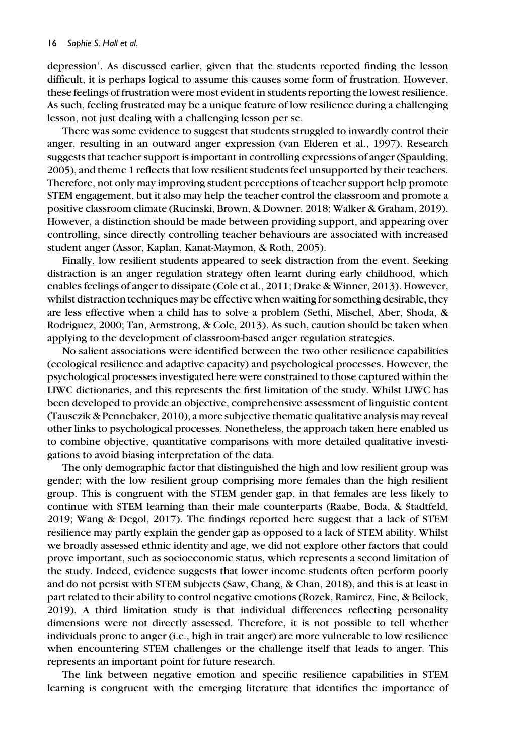depression'. As discussed earlier, given that the students reported finding the lesson difficult, it is perhaps logical to assume this causes some form of frustration. However, these feelings of frustration were most evident in students reporting the lowest resilience. As such, feeling frustrated may be a unique feature of low resilience during a challenging lesson, not just dealing with a challenging lesson per se.

There was some evidence to suggest that students struggled to inwardly control their anger, resulting in an outward anger expression (van Elderen et al., 1997). Research suggests that teacher support is important in controlling expressions of anger (Spaulding, 2005), and theme 1 reflects that low resilient students feel unsupported by their teachers. Therefore, not only may improving student perceptions of teacher support help promote STEM engagement, but it also may help the teacher control the classroom and promote a positive classroom climate (Rucinski, Brown, & Downer, 2018; Walker & Graham, 2019). However, a distinction should be made between providing support, and appearing over controlling, since directly controlling teacher behaviours are associated with increased student anger (Assor, Kaplan, Kanat-Maymon, & Roth, 2005).

Finally, low resilient students appeared to seek distraction from the event. Seeking distraction is an anger regulation strategy often learnt during early childhood, which enables feelings of anger to dissipate (Cole et al., 2011; Drake & Winner, 2013). However, whilst distraction techniques may be effective when waiting for something desirable, they are less effective when a child has to solve a problem (Sethi, Mischel, Aber, Shoda, & Rodriguez, 2000; Tan, Armstrong, & Cole, 2013). As such, caution should be taken when applying to the development of classroom-based anger regulation strategies.

No salient associations were identified between the two other resilience capabilities (ecological resilience and adaptive capacity) and psychological processes. However, the psychological processes investigated here were constrained to those captured within the LIWC dictionaries, and this represents the first limitation of the study. Whilst LIWC has been developed to provide an objective, comprehensive assessment of linguistic content (Tausczik & Pennebaker, 2010), a more subjective thematic qualitative analysis may reveal other links to psychological processes. Nonetheless, the approach taken here enabled us to combine objective, quantitative comparisons with more detailed qualitative investigations to avoid biasing interpretation of the data.

The only demographic factor that distinguished the high and low resilient group was gender; with the low resilient group comprising more females than the high resilient group. This is congruent with the STEM gender gap, in that females are less likely to continue with STEM learning than their male counterparts (Raabe, Boda, & Stadtfeld, 2019; Wang & Degol, 2017). The findings reported here suggest that a lack of STEM resilience may partly explain the gender gap as opposed to a lack of STEM ability. Whilst we broadly assessed ethnic identity and age, we did not explore other factors that could prove important, such as socioeconomic status, which represents a second limitation of the study. Indeed, evidence suggests that lower income students often perform poorly and do not persist with STEM subjects (Saw, Chang, & Chan, 2018), and this is at least in part related to their ability to control negative emotions (Rozek, Ramirez, Fine, & Beilock, 2019). A third limitation study is that individual differences reflecting personality dimensions were not directly assessed. Therefore, it is not possible to tell whether individuals prone to anger (i.e., high in trait anger) are more vulnerable to low resilience when encountering STEM challenges or the challenge itself that leads to anger. This represents an important point for future research.

The link between negative emotion and specific resilience capabilities in STEM learning is congruent with the emerging literature that identifies the importance of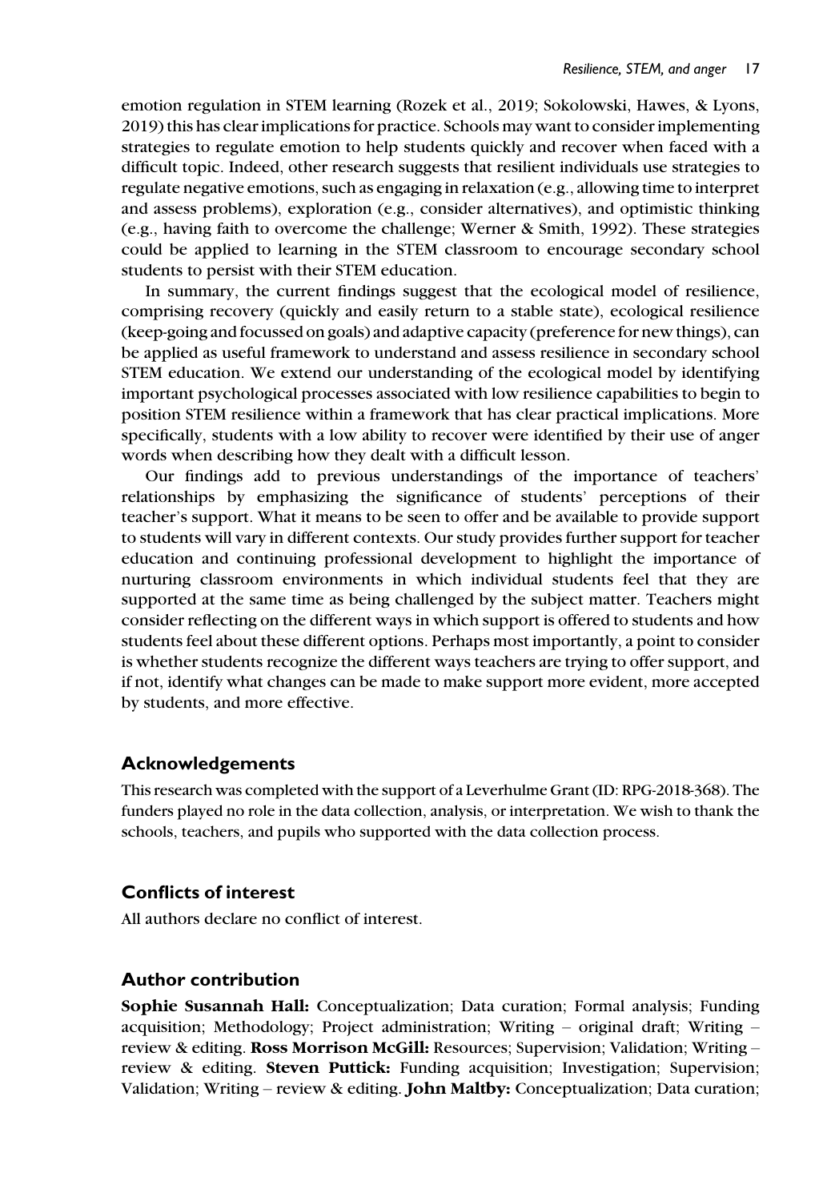emotion regulation in STEM learning (Rozek et al., 2019; Sokolowski, Hawes, & Lyons, 2019) this has clear implications for practice. Schools may want to consider implementing strategies to regulate emotion to help students quickly and recover when faced with a difficult topic. Indeed, other research suggests that resilient individuals use strategies to regulate negative emotions, such as engaging in relaxation (e.g., allowing time to interpret and assess problems), exploration (e.g., consider alternatives), and optimistic thinking (e.g., having faith to overcome the challenge; Werner & Smith, 1992). These strategies could be applied to learning in the STEM classroom to encourage secondary school students to persist with their STEM education.

In summary, the current findings suggest that the ecological model of resilience, comprising recovery (quickly and easily return to a stable state), ecological resilience (keep-going and focussed on goals) and adaptive capacity (preference for new things), can be applied as useful framework to understand and assess resilience in secondary school STEM education. We extend our understanding of the ecological model by identifying important psychological processes associated with low resilience capabilities to begin to position STEM resilience within a framework that has clear practical implications. More specifically, students with a low ability to recover were identified by their use of anger words when describing how they dealt with a difficult lesson.

Our findings add to previous understandings of the importance of teachers' relationships by emphasizing the significance of students' perceptions of their teacher's support. What it means to be seen to offer and be available to provide support to students will vary in different contexts. Our study provides further support for teacher education and continuing professional development to highlight the importance of nurturing classroom environments in which individual students feel that they are supported at the same time as being challenged by the subject matter. Teachers might consider reflecting on the different ways in which support is offered to students and how students feel about these different options. Perhaps most importantly, a point to consider is whether students recognize the different ways teachers are trying to offer support, and if not, identify what changes can be made to make support more evident, more accepted by students, and more effective.

## Acknowledgements

This research was completed with the support of a Leverhulme Grant (ID: RPG-2018-368). The funders played no role in the data collection, analysis, or interpretation. We wish to thank the schools, teachers, and pupils who supported with the data collection process.

## Conflicts of interest

All authors declare no conflict of interest.

## Author contribution

**Sophie Susannah Hall:** Conceptualization; Data curation; Formal analysis; Funding acquisition; Methodology; Project administration; Writing – original draft; Writing – review & editing. **Ross Morrison McGill:** Resources; Supervision; Validation; Writing – review & editing. **Steven Puttick:** Funding acquisition; Investigation; Supervision; Validation; Writing – review & editing. **John Maltby:** Conceptualization; Data curation;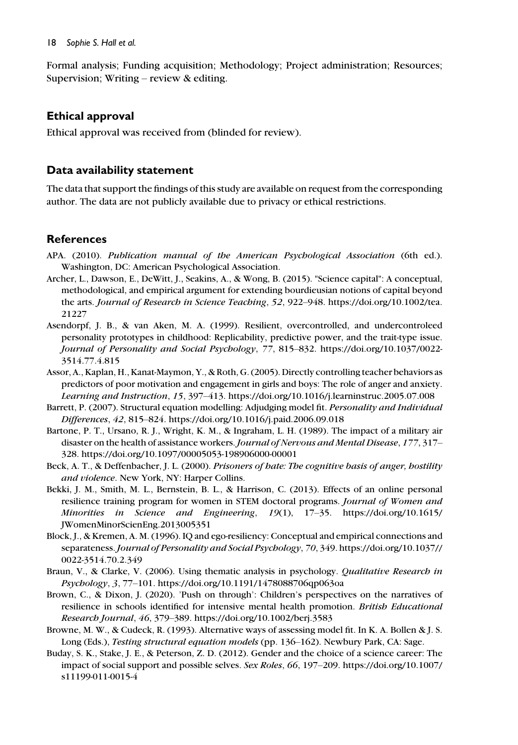Formal analysis; Funding acquisition; Methodology; Project administration; Resources; Supervision; Writing – review & editing.

## Ethical approval

Ethical approval was received from (blinded for review).

## Data availability statement

The data that support the findings of this study are available on request from the corresponding author. The data are not publicly available due to privacy or ethical restrictions.

## References

APA. (2010). *Publication manual of the American Psychological Association* (6th ed.). Washington, DC: American Psychological Association.

Archer, L., Dawson, E., DeWitt, J., Seakins, A., & Wong, B. (2015). "Science capital": A conceptual, methodological, and empirical argument for extending bourdieusian notions of capital beyond the arts. *Journal of Research in Science Teaching*, *52*, 922–948. https://doi.org/10.1002/tea.21227

Asendorpf, J. B., & van Aken, M. A. (1999). Resilient, overcontrolled, and undercontroleed personality prototypes in childhood: Replicability, predictive power, and the trait-type issue. *Journal of Personality and Social Psychology*, *77*, 815–832. https://doi.org/10.1037/0022-3514.77.4.815

Assor, A., Kaplan, H., Kanat-Maymon, Y., & Roth, G. (2005). Directly controlling teacher behaviors as predictors of poor motivation and engagement in girls and boys: The role of anger and anxiety. *Learning and Instruction*, *15*, 397–413. https://doi.org/10.1016/j.learninstruc.2005.07.008

Barrett, P. (2007). Structural equation modelling: Adjudging model fit. *Personality and Individual Differences*, *42*, 815–824. https://doi.org/10.1016/j.paid.2006.09.018

Bartone, P. T., Ursano, R. J., Wright, K. M., & Ingraham, L. H. (1989). The impact of a military air disaster on the health of assistance workers. *Journal of Nervous and Mental Disease*, *177*, 317–328. https://doi.org/10.1097/00005053-198906000-00001

Beck, A. T., & Deffenbacher, J. L. (2000). *Prisoners of hate: The cognitive basis of anger, hostility and violence*. New York, NY: Harper Collins.

Bekki, J. M., Smith, M. L., Bernstein, B. L., & Harrison, C. (2013). Effects of an online personal resilience training program for women in STEM doctoral programs. *Journal of Women and Minorities in Science and Engineering*, *19*(1), 17–35. https://doi.org/10.1615/JWomenMinorScienEng.2013005351

Block, J., & Kremen, A. M. (1996). IQ and ego-resiliency: Conceptual and empirical connections and separateness. *Journal of Personality and Social Psychology*, *70*, 349. https://doi.org/10.1037//0022-3514.70.2.349

Braun, V., & Clarke, V. (2006). Using thematic analysis in psychology. *Qualitative Research in Psychology*, *3*, 77–101. https://doi.org/10.1191/1478088706qp063oa

Brown, C., & Dixon, J. (2020). 'Push on through': Children's perspectives on the narratives of resilience in schools identified for intensive mental health promotion. *British Educational Research Journal*, *46*, 379–389. https://doi.org/10.1002/berj.3583

Browne, M. W., & Cudeck, R. (1993). Alternative ways of assessing model fit. In K. A. Bollen & J. S. Long (Eds.), *Testing structural equation models* (pp. 136–162). Newbury Park, CA: Sage.

Buday, S. K., Stake, J. E., & Peterson, Z. D. (2012). Gender and the choice of a science career: The impact of social support and possible selves. *Sex Roles*, *66*, 197–209. https://doi.org/10.1007/s11199-011-0015-4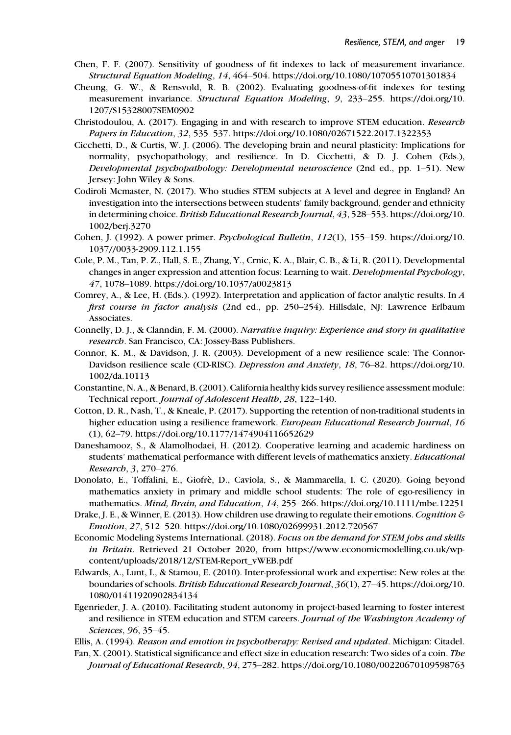Chen, F. F. (2007). Sensitivity of goodness of fit indexes to lack of measurement invariance. *Structural Equation Modeling*, *14*, 464–504. https://doi.org/10.1080/10705510701301834

Cheung, G. W., & Rensvold, R. B. (2002). Evaluating goodness-of-fit indexes for testing measurement invariance. *Structural Equation Modeling*, *9*, 233–255. https://doi.org/10.1207/S15328007SEM0902

Christodoulou, A. (2017). Engaging in and with research to improve STEM education. *Research Papers in Education*, *32*, 535–537. https://doi.org/10.1080/02671522.2017.1322353

Cicchetti, D., & Curtis, W. J. (2006). The developing brain and neural plasticity: Implications for normality, psychopathology, and resilience. In D. Cicchetti, & D. J. Cohen (Eds.), *Developmental psychopathology: Developmental neuroscience* (2nd ed., pp. 1–51). New Jersey: John Wiley & Sons.

Codiroli Mcmaster, N. (2017). Who studies STEM subjects at A level and degree in England? An investigation into the intersections between students' family background, gender and ethnicity in determining choice. *British Educational Research Journal*, *43*, 528–553. https://doi.org/10.1002/berj.3270

Cohen, J. (1992). A power primer. *Psychological Bulletin*, *112*(1), 155–159. https://doi.org/10.1037//0033-2909.112.1.155

Cole, P. M., Tan, P. Z., Hall, S. E., Zhang, Y., Crnic, K. A., Blair, C. B., & Li, R. (2011). Developmental changes in anger expression and attention focus: Learning to wait. *Developmental Psychology*, *47*, 1078–1089. https://doi.org/10.1037/a0023813

Comrey, A., & Lee, H. (Eds.). (1992). Interpretation and application of factor analytic results. In *A first course in factor analysis* (2nd ed., pp. 250–254). Hillsdale, NJ: Lawrence Erlbaum Associates.

Connelly, D. J., & Clanndin, F. M. (2000). *Narrative inquiry: Experience and story in qualitative research*. San Francisco, CA: Jossey-Bass Publishers.

Connor, K. M., & Davidson, J. R. (2003). Development of a new resilience scale: The Connor-Davidson resilience scale (CD-RISC). *Depression and Anxiety*, *18*, 76–82. https://doi.org/10.1002/da.10113

Constantine, N. A., & Benard, B. (2001). California healthy kids survey resilience assessment module: Technical report. *Journal of Adolescent Health*, *28*, 122–140.

Cotton, D. R., Nash, T., & Kneale, P. (2017). Supporting the retention of non-traditional students in higher education using a resilience framework. *European Educational Research Journal*, *16* (1), 62–79. https://doi.org/10.1177/1474904116652629

Daneshamooz, S., & Alamolhodaei, H. (2012). Cooperative learning and academic hardiness on students' mathematical performance with different levels of mathematics anxiety. *Educational Research*, *3*, 270–276.

Donolato, E., Toffalini, E., Giofrè, D., Caviola, S., & Mammarella, I. C. (2020). Going beyond mathematics anxiety in primary and middle school students: The role of ego-resiliency in mathematics. *Mind, Brain, and Education*, *14*, 255–266. https://doi.org/10.1111/mbe.12251

Drake, J. E., & Winner, E. (2013). How children use drawing to regulate their emotions. *Cognition & Emotion*, *27*, 512–520. https://doi.org/10.1080/02699931.2012.720567

Economic Modeling Systems International. (2018). *Focus on the demand for STEM jobs and skills in Britain*. Retrieved 21 October 2020, from https://www.economicmodelling.co.uk/wp-content/uploads/2018/12/STEM-Report_vWEB.pdf

Edwards, A., Lunt, I., & Stamou, E. (2010). Inter-professional work and expertise: New roles at the boundaries of schools. *British Educational Research Journal*, *36*(1), 27–45. https://doi.org/10.1080/01411920902834134

Egenrieder, J. A. (2010). Facilitating student autonomy in project-based learning to foster interest and resilience in STEM education and STEM careers. *Journal of the Washington Academy of Sciences*, *96*, 35–45.

Ellis, A. (1994). *Reason and emotion in psychotherapy: Revised and updated*. Michigan: Citadel.

Fan, X. (2001). Statistical significance and effect size in education research: Two sides of a coin. *The Journal of Educational Research*, *94*, 275–282. https://doi.org/10.1080/00220670109598763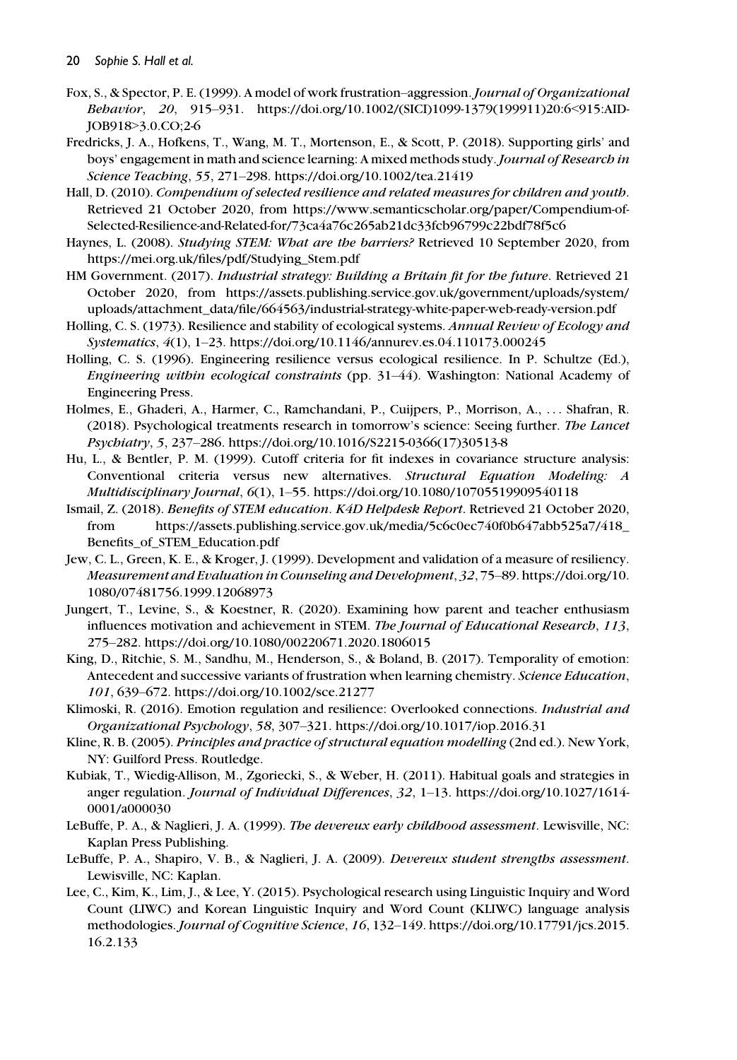Fox, S., & Spector, P. E. (1999). A model of work frustration–aggression. *Journal of Organizational Behavior*, *20*, 915–931. https://doi.org/10.1002/(SICI)1099-1379(199911)20:6<915:AID-JOB918>3.0.CO;2-6

Fredricks, J. A., Hofkens, T., Wang, M. T., Mortenson, E., & Scott, P. (2018). Supporting girls' and boys' engagement in math and science learning: A mixed methods study. *Journal of Research in Science Teaching*, *55*, 271–298. https://doi.org/10.1002/tea.21419

Hall, D. (2010). *Compendium of selected resilience and related measures for children and youth*. Retrieved 21 October 2020, from https://www.semanticscholar.org/paper/Compendium-of-Selected-Resilience-and-Related-for/73ca4a76c265ab21dc33fcb96799c22bdf78f5c6

Haynes, L. (2008). *Studying STEM: What are the barriers?* Retrieved 10 September 2020, from https://mei.org.uk/files/pdf/Studying_Stem.pdf

HM Government. (2017). *Industrial strategy: Building a Britain fit for the future*. Retrieved 21 October 2020, from https://assets.publishing.service.gov.uk/government/uploads/system/uploads/attachment_data/file/664563/industrial-strategy-white-paper-web-ready-version.pdf

Holling, C. S. (1973). Resilience and stability of ecological systems. *Annual Review of Ecology and Systematics*, *4*(1), 1–23. https://doi.org/10.1146/annurev.es.04.110173.000245

Holling, C. S. (1996). Engineering resilience versus ecological resilience. In P. Schultze (Ed.), *Engineering within ecological constraints* (pp. 31–44). Washington: National Academy of Engineering Press.

Holmes, E., Ghaderi, A., Harmer, C., Ramchandani, P., Cuijpers, P., Morrison, A., . . . Shafran, R. (2018). Psychological treatments research in tomorrow's science: Seeing further. *The Lancet Psychiatry*, *5*, 237–286. https://doi.org/10.1016/S2215-0366(17)30513-8

Hu, L., & Bentler, P. M. (1999). Cutoff criteria for fit indexes in covariance structure analysis: Conventional criteria versus new alternatives. *Structural Equation Modeling: A Multidisciplinary Journal*, *6*(1), 1–55. https://doi.org/10.1080/10705519909540118

Ismail, Z. (2018). *Benefits of STEM education*. *K4D Helpdesk Report*. Retrieved 21 October 2020, from https://assets.publishing.service.gov.uk/media/5c6c0ec740f0b647abb525a7/418_Benefits_of_STEM_Education.pdf

Jew, C. L., Green, K. E., & Kroger, J. (1999). Development and validation of a measure of resiliency. *Measurement and Evaluation in Counseling and Development*, *32*, 75–89. https://doi.org/10.1080/07481756.1999.12068973

Jungert, T., Levine, S., & Koestner, R. (2020). Examining how parent and teacher enthusiasm influences motivation and achievement in STEM. *The Journal of Educational Research*, *113*, 275–282. https://doi.org/10.1080/00220671.2020.1806015

King, D., Ritchie, S. M., Sandhu, M., Henderson, S., & Boland, B. (2017). Temporality of emotion: Antecedent and successive variants of frustration when learning chemistry. *Science Education*, *101*, 639–672. https://doi.org/10.1002/sce.21277

Klimoski, R. (2016). Emotion regulation and resilience: Overlooked connections. *Industrial and Organizational Psychology*, *58*, 307–321. https://doi.org/10.1017/iop.2016.31

Kline, R. B. (2005). *Principles and practice of structural equation modelling* (2nd ed.). New York, NY: Guilford Press. Routledge.

Kubiak, T., Wiedig-Allison, M., Zgoriecki, S., & Weber, H. (2011). Habitual goals and strategies in anger regulation. *Journal of Individual Differences*, *32*, 1–13. https://doi.org/10.1027/1614-0001/a000030

LeBuffe, P. A., & Naglieri, J. A. (1999). *The devereux early childhood assessment*. Lewisville, NC: Kaplan Press Publishing.

LeBuffe, P. A., Shapiro, V. B., & Naglieri, J. A. (2009). *Devereux student strengths assessment*. Lewisville, NC: Kaplan.

Lee, C., Kim, K., Lim, J., & Lee, Y. (2015). Psychological research using Linguistic Inquiry and Word Count (LIWC) and Korean Linguistic Inquiry and Word Count (KLIWC) language analysis methodologies. *Journal of Cognitive Science*, *16*, 132–149. https://doi.org/10.17791/jcs.2015.16.2.133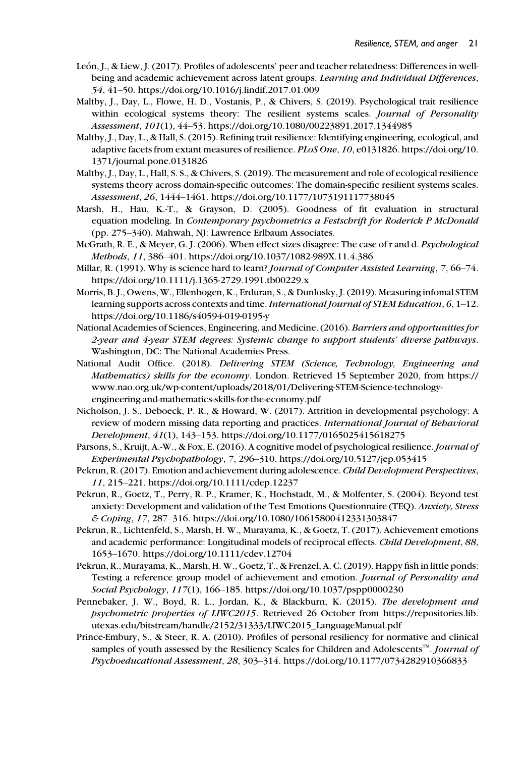León, J., & Liew, J. (2017). Profiles of adolescents' peer and teacher relatedness: Differences in well-being and academic achievement across latent groups. *Learning and Individual Differences*, *54*, 41–50. https://doi.org/10.1016/j.lindif.2017.01.009

Maltby, J., Day, L., Flowe, H. D., Vostanis, P., & Chivers, S. (2019). Psychological trait resilience within ecological systems theory: The resilient systems scales. *Journal of Personality Assessment*, *101*(1), 44–53. https://doi.org/10.1080/00223891.2017.1344985

Maltby, J., Day, L., & Hall, S. (2015). Refining trait resilience: Identifying engineering, ecological, and adaptive facets from extant measures of resilience. *PLoS One*, *10*, e0131826. https://doi.org/10.1371/journal.pone.0131826

Maltby, J., Day, L., Hall, S. S., & Chivers, S. (2019). The measurement and role of ecological resilience systems theory across domain-specific outcomes: The domain-specific resilient systems scales. *Assessment*, *26*, 1444–1461. https://doi.org/10.1177/1073191117738045

Marsh, H., Hau, K.-T., & Grayson, D. (2005). Goodness of fit evaluation in structural equation modeling. In *Contemporary psychometrics a Festschrift for Roderick P McDonald* (pp. 275–340). Mahwah, NJ: Lawrence Erlbaum Associates.

McGrath, R. E., & Meyer, G. J. (2006). When effect sizes disagree: The case of r and d. *Psychological Methods*, *11*, 386–401. https://doi.org/10.1037/1082-989X.11.4.386

Millar, R. (1991). Why is science hard to learn? *Journal of Computer Assisted Learning*, *7*, 66–74. https://doi.org/10.1111/j.1365-2729.1991.tb00229.x

Morris, B. J., Owens, W., Ellenbogen, K., Erduran, S., & Dunlosky, J. (2019). Measuring infomal STEM learning supports across contexts and time. *International Journal of STEM Education*, *6*, 1–12. https://doi.org/10.1186/s40594-019-0195-y

National Academies of Sciences, Engineering, and Medicine. (2016). *Barriers and opportunities for 2-year and 4-year STEM degrees: Systemic change to support students' diverse pathways*. Washington, DC: The National Academies Press.

National Audit Office. (2018). *Delivering STEM (Science, Technology, Engineering and Mathematics) skills for the economy*. London. Retrieved 15 September 2020, from https://www.nao.org.uk/wp-content/uploads/2018/01/Delivering-STEM-Science-technology-engineering-and-mathematics-skills-for-the-economy.pdf

Nicholson, J. S., Deboeck, P. R., & Howard, W. (2017). Attrition in developmental psychology: A review of modern missing data reporting and practices. *International Journal of Behavioral Development*, *41*(1), 143–153. https://doi.org/10.1177/0165025415618275

Parsons, S., Kruijt, A.-W., & Fox, E. (2016). A cognitive model of psychological resilience. *Journal of Experimental Psychopathology*, *7*, 296–310. https://doi.org/10.5127/jep.053415

Pekrun, R. (2017). Emotion and achievement during adolescence. *Child Development Perspectives*, *11*, 215–221. https://doi.org/10.1111/cdep.12237

Pekrun, R., Goetz, T., Perry, R. P., Kramer, K., Hochstadt, M., & Molfenter, S. (2004). Beyond test anxiety: Development and validation of the Test Emotions Questionnaire (TEQ). *Anxiety, Stress & Coping*, *17*, 287–316. https://doi.org/10.1080/10615800412331303847

Pekrun, R., Lichtenfeld, S., Marsh, H. W., Murayama, K., & Goetz, T. (2017). Achievement emotions and academic performance: Longitudinal models of reciprocal effects. *Child Development*, *88*, 1653–1670. https://doi.org/10.1111/cdev.12704

Pekrun, R., Murayama, K., Marsh, H. W., Goetz, T., & Frenzel, A. C. (2019). Happy fish in little ponds: Testing a reference group model of achievement and emotion. *Journal of Personality and Social Psychology*, *117*(1), 166–185. https://doi.org/10.1037/pspp0000230

Pennebaker, J. W., Boyd, R. L., Jordan, K., & Blackburn, K. (2015). *The development and psychometric properties of LIWC2015*. Retrieved 26 October from https://repositories.lib.utexas.edu/bitstream/handle/2152/31333/LIWC2015_LanguageManual.pdf

Prince-Embury, S., & Steer, R. A. (2010). Profiles of personal resiliency for normative and clinical samples of youth assessed by the Resiliency Scales for Children and Adolescents™. *Journal of Psychoeducational Assessment*, *28*, 303–314. https://doi.org/10.1177/0734282910366833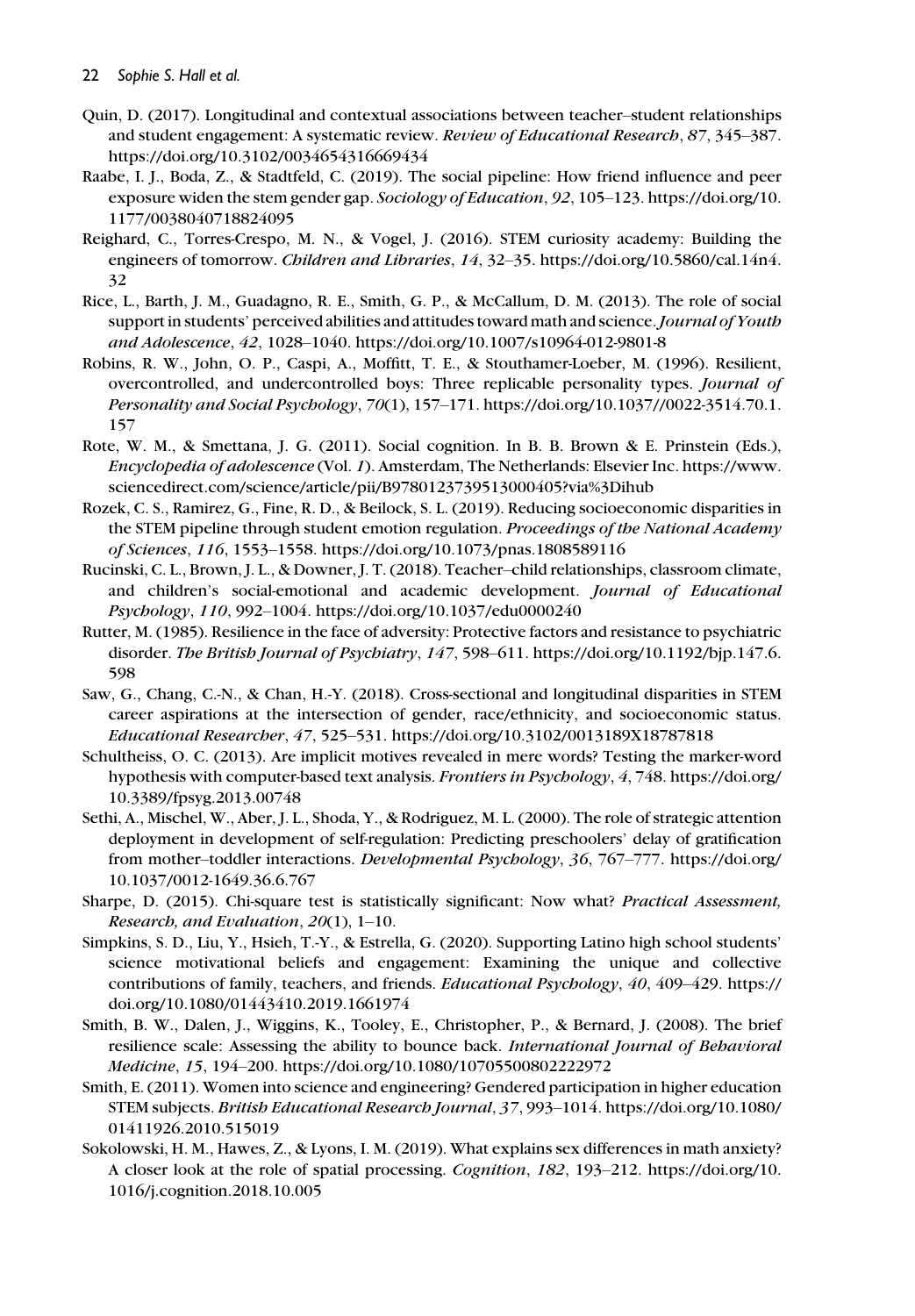Quin, D. (2017). Longitudinal and contextual associations between teacher–student relationships and student engagement: A systematic review. *Review of Educational Research*, *87*, 345–387. https://doi.org/10.3102/0034654316669434

Raabe, I. J., Boda, Z., & Stadtfeld, C. (2019). The social pipeline: How friend influence and peer exposure widen the stem gender gap. *Sociology of Education*, *92*, 105–123. https://doi.org/10.1177/0038040718824095

Reighard, C., Torres-Crespo, M. N., & Vogel, J. (2016). STEM curiosity academy: Building the engineers of tomorrow. *Children and Libraries*, *14*, 32–35. https://doi.org/10.5860/cal.14n4.32

Rice, L., Barth, J. M., Guadagno, R. E., Smith, G. P., & McCallum, D. M. (2013). The role of social support in students' perceived abilities and attitudes toward math and science. *Journal of Youth and Adolescence*, *42*, 1028–1040. https://doi.org/10.1007/s10964-012-9801-8

Robins, R. W., John, O. P., Caspi, A., Moffitt, T. E., & Stouthamer-Loeber, M. (1996). Resilient, overcontrolled, and undercontrolled boys: Three replicable personality types. *Journal of Personality and Social Psychology*, *70*(1), 157–171. https://doi.org/10.1037//0022-3514.70.1.157

Rote, W. M., & Smettana, J. G. (2011). Social cognition. In B. B. Brown & E. Prinstein (Eds.), *Encyclopedia of adolescence* (Vol. *1*). Amsterdam, The Netherlands: Elsevier Inc. https://www.sciencedirect.com/science/article/pii/B9780123739513000405?via%3Dihub

Rozek, C. S., Ramirez, G., Fine, R. D., & Beilock, S. L. (2019). Reducing socioeconomic disparities in the STEM pipeline through student emotion regulation. *Proceedings of the National Academy of Sciences*, *116*, 1553–1558. https://doi.org/10.1073/pnas.1808589116

Rucinski, C. L., Brown, J. L., & Downer, J. T. (2018). Teacher–child relationships, classroom climate, and children's social-emotional and academic development. *Journal of Educational Psychology*, *110*, 992–1004. https://doi.org/10.1037/edu0000240

Rutter, M. (1985). Resilience in the face of adversity: Protective factors and resistance to psychiatric disorder. *The British Journal of Psychiatry*, *147*, 598–611. https://doi.org/10.1192/bjp.147.6.598

Saw, G., Chang, C.-N., & Chan, H.-Y. (2018). Cross-sectional and longitudinal disparities in STEM career aspirations at the intersection of gender, race/ethnicity, and socioeconomic status. *Educational Researcher*, *47*, 525–531. https://doi.org/10.3102/0013189X18787818

Schultheiss, O. C. (2013). Are implicit motives revealed in mere words? Testing the marker-word hypothesis with computer-based text analysis. *Frontiers in Psychology*, *4*, 748. https://doi.org/10.3389/fpsyg.2013.00748

Sethi, A., Mischel, W., Aber, J. L., Shoda, Y., & Rodriguez, M. L. (2000). The role of strategic attention deployment in development of self-regulation: Predicting preschoolers' delay of gratification from mother–toddler interactions. *Developmental Psychology*, *36*, 767–777. https://doi.org/10.1037/0012-1649.36.6.767

Sharpe, D. (2015). Chi-square test is statistically significant: Now what? *Practical Assessment, Research, and Evaluation*, *20*(1), 1–10.

Simpkins, S. D., Liu, Y., Hsieh, T.-Y., & Estrella, G. (2020). Supporting Latino high school students' science motivational beliefs and engagement: Examining the unique and collective contributions of family, teachers, and friends. *Educational Psychology*, *40*, 409–429. https://doi.org/10.1080/01443410.2019.1661974

Smith, B. W., Dalen, J., Wiggins, K., Tooley, E., Christopher, P., & Bernard, J. (2008). The brief resilience scale: Assessing the ability to bounce back. *International Journal of Behavioral Medicine*, *15*, 194–200. https://doi.org/10.1080/10705500802222972

Smith, E. (2011). Women into science and engineering? Gendered participation in higher education STEM subjects. *British Educational Research Journal*, *37*, 993–1014. https://doi.org/10.1080/01411926.2010.515019

Sokolowski, H. M., Hawes, Z., & Lyons, I. M. (2019). What explains sex differences in math anxiety? A closer look at the role of spatial processing. *Cognition*, *182*, 193–212. https://doi.org/10.1016/j.cognition.2018.10.005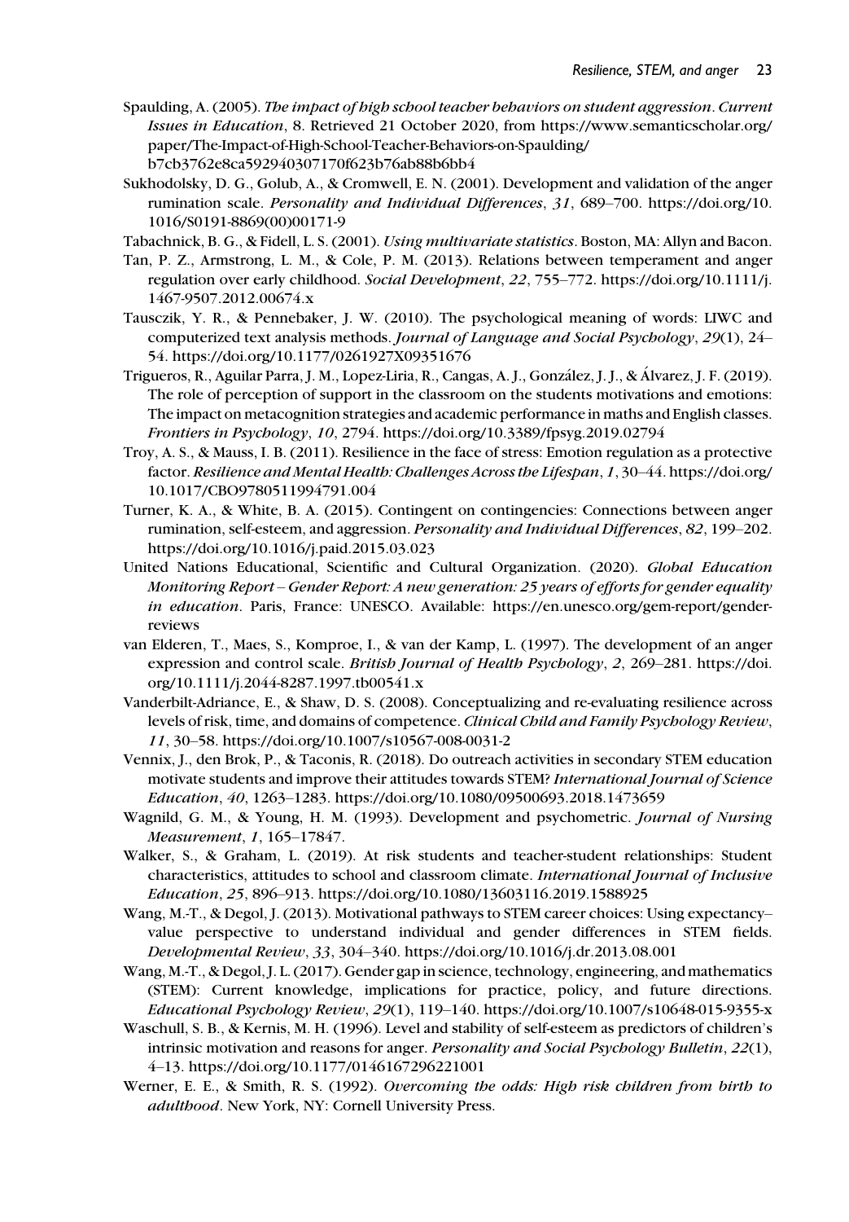Spaulding, A. (2005). *The impact of high school teacher behaviors on student aggression*. *Current Issues in Education*, 8. Retrieved 21 October 2020, from https://www.semanticscholar.org/paper/The-Impact-of-High-School-Teacher-Behaviors-on-Spaulding/b7cb3762e8ca592940307170f623b76ab88b6bb4

Sukhodolsky, D. G., Golub, A., & Cromwell, E. N. (2001). Development and validation of the anger rumination scale. *Personality and Individual Differences*, *31*, 689–700. https://doi.org/10.1016/S0191-8869(00)00171-9

Tabachnick, B. G., & Fidell, L. S. (2001). *Using multivariate statistics*. Boston, MA: Allyn and Bacon.

Tan, P. Z., Armstrong, L. M., & Cole, P. M. (2013). Relations between temperament and anger regulation over early childhood. *Social Development*, *22*, 755–772. https://doi.org/10.1111/j.1467-9507.2012.00674.x

Tausczik, Y. R., & Pennebaker, J. W. (2010). The psychological meaning of words: LIWC and computerized text analysis methods. *Journal of Language and Social Psychology*, *29*(1), 24–54. https://doi.org/10.1177/0261927X09351676

Trigueros, R., Aguilar Parra, J. M., Lopez-Liria, R., Cangas, A. J., González, J. J., & Álvarez, J. F. (2019). The role of perception of support in the classroom on the students motivations and emotions: The impact on metacognition strategies and academic performance in maths and English classes. *Frontiers in Psychology*, *10*, 2794. https://doi.org/10.3389/fpsyg.2019.02794

Troy, A. S., & Mauss, I. B. (2011). Resilience in the face of stress: Emotion regulation as a protective factor. *Resilience and Mental Health: Challenges Across the Lifespan*, *1*, 30–44. https://doi.org/10.1017/CBO9780511994791.004

Turner, K. A., & White, B. A. (2015). Contingent on contingencies: Connections between anger rumination, self-esteem, and aggression. *Personality and Individual Differences*, *82*, 199–202. https://doi.org/10.1016/j.paid.2015.03.023

United Nations Educational, Scientific and Cultural Organization. (2020). *Global Education Monitoring Report – Gender Report: A new generation: 25 years of efforts for gender equality in education*. Paris, France: UNESCO. Available: https://en.unesco.org/gem-report/gender-reviews

van Elderen, T., Maes, S., Komproe, I., & van der Kamp, L. (1997). The development of an anger expression and control scale. *British Journal of Health Psychology*, *2*, 269–281. https://doi.org/10.1111/j.2044-8287.1997.tb00541.x

Vanderbilt-Adriance, E., & Shaw, D. S. (2008). Conceptualizing and re-evaluating resilience across levels of risk, time, and domains of competence. *Clinical Child and Family Psychology Review*, *11*, 30–58. https://doi.org/10.1007/s10567-008-0031-2

Vennix, J., den Brok, P., & Taconis, R. (2018). Do outreach activities in secondary STEM education motivate students and improve their attitudes towards STEM? *International Journal of Science Education*, *40*, 1263–1283. https://doi.org/10.1080/09500693.2018.1473659

Wagnild, G. M., & Young, H. M. (1993). Development and psychometric. *Journal of Nursing Measurement*, *1*, 165–17847.

Walker, S., & Graham, L. (2019). At risk students and teacher-student relationships: Student characteristics, attitudes to school and classroom climate. *International Journal of Inclusive Education*, *25*, 896–913. https://doi.org/10.1080/13603116.2019.1588925

Wang, M.-T., & Degol, J. (2013). Motivational pathways to STEM career choices: Using expectancy–value perspective to understand individual and gender differences in STEM fields. *Developmental Review*, *33*, 304–340. https://doi.org/10.1016/j.dr.2013.08.001

Wang, M.-T., & Degol, J. L. (2017). Gender gap in science, technology, engineering, and mathematics (STEM): Current knowledge, implications for practice, policy, and future directions. *Educational Psychology Review*, *29*(1), 119–140. https://doi.org/10.1007/s10648-015-9355-x

Waschull, S. B., & Kernis, M. H. (1996). Level and stability of self-esteem as predictors of children's intrinsic motivation and reasons for anger. *Personality and Social Psychology Bulletin*, *22*(1), 4–13. https://doi.org/10.1177/0146167296221001

Werner, E. E., & Smith, R. S. (1992). *Overcoming the odds: High risk children from birth to adulthood*. New York, NY: Cornell University Press.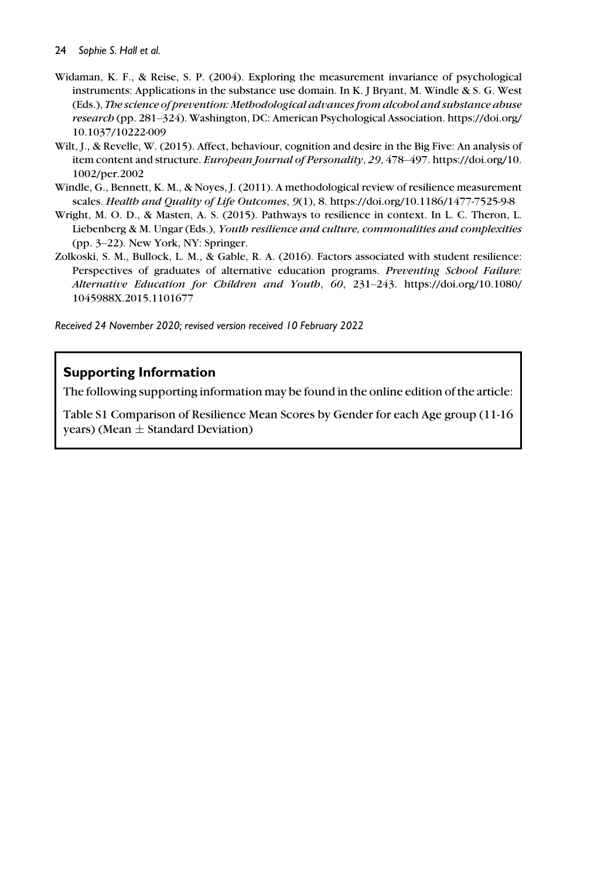Widaman, K. F., & Reise, S. P. (2004). Exploring the measurement invariance of psychological instruments: Applications in the substance use domain. In K. J Bryant, M. Windle & S. G. West (Eds.), *The science of prevention: Methodological advances from alcohol and substance abuse research* (pp. 281–324). Washington, DC: American Psychological Association. https://doi.org/10.1037/10222-009

Wilt, J., & Revelle, W. (2015). Affect, behaviour, cognition and desire in the Big Five: An analysis of item content and structure. *European Journal of Personality*, *29*, 478–497. https://doi.org/10.1002/per.2002

Windle, G., Bennett, K. M., & Noyes, J. (2011). A methodological review of resilience measurement scales. *Health and Quality of Life Outcomes*, *9*(1), 8. https://doi.org/10.1186/1477-7525-9-8

Wright, M. O. D., & Masten, A. S. (2015). Pathways to resilience in context. In L. C. Theron, L. Liebenberg & M. Ungar (Eds.), *Youth resilience and culture, commonalities and complexities* (pp. 3–22). New York, NY: Springer.

Zolkoski, S. M., Bullock, L. M., & Gable, R. A. (2016). Factors associated with student resilience: Perspectives of graduates of alternative education programs. *Preventing School Failure: Alternative Education for Children and Youth*, *60*, 231–243. https://doi.org/10.1080/1045988X.2015.1101677

*Received 24 November 2020; revised version received 10 February 2022*

## Supporting Information

The following supporting information may be found in the online edition of the article:

Table S1 Comparison of Resilience Mean Scores by Gender for each Age group (11-16 years) (Mean $\pm$ Standard Deviation)